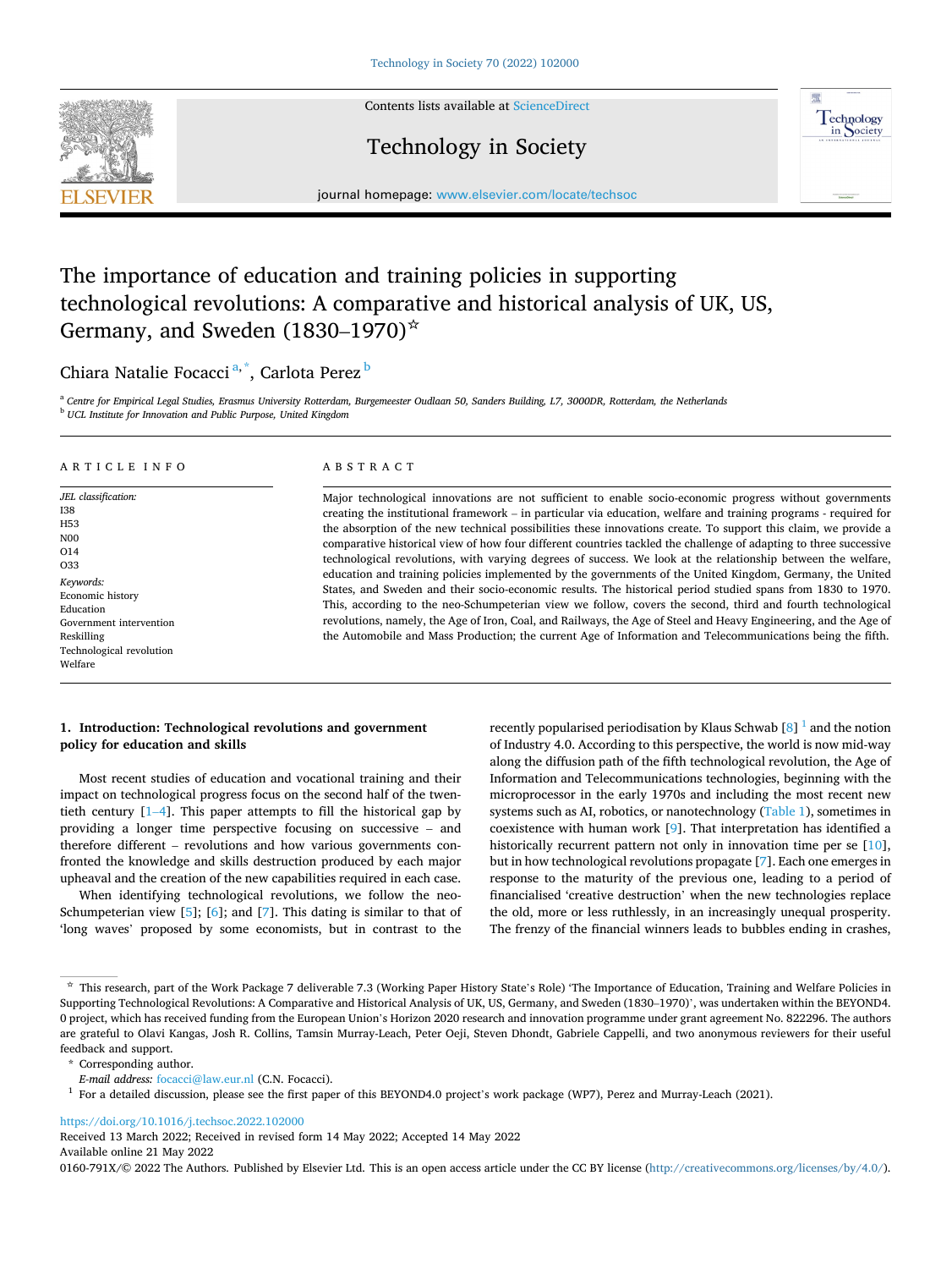# The importance of education and training policies in supporting technological revolutions: A comparative and historical analysis of UK, US, Germany, and Sweden (1830–1970) ☆

Chiara Natalie Focacci [a,*], Carlota Perez [b]

[a] Centre for Empirical Legal Studies, Erasmus University Rotterdam, Burgemeester Oudlaan 50, Sanders Building, L7, 3000DR, Rotterdam, the Netherlands

[b] UCL Institute for Innovation and Public Purpose, United Kingdom

## ARTICLE INFO

*JEL classification:*
I38
H53
N00
O14
O33

*Keywords:*
Economic history
Education
Government intervention
Reskilling
Technological revolution
Welfare

## ABSTRACT

Major technological innovations are not sufficient to enable socio-economic progress without governments creating the institutional framework – in particular via education, welfare and training programs - required for the absorption of the new technical possibilities these innovations create. To support this claim, we provide a comparative historical view of how four different countries tackled the challenge of adapting to three successive technological revolutions, with varying degrees of success. We look at the relationship between the welfare, education and training policies implemented by the governments of the United Kingdom, Germany, the United States, and Sweden and their socio-economic results. The historical period studied spans from 1830 to 1970. This, according to the neo-Schumpeterian view we follow, covers the second, third and fourth technological revolutions, namely, the Age of Iron, Coal, and Railways, the Age of Steel and Heavy Engineering, and the Age of the Automobile and Mass Production; the current Age of Information and Telecommunications being the fifth.

## 1. Introduction: Technological revolutions and government policy for education and skills

Most recent studies of education and vocational training and their impact on technological progress focus on the second half of the twentieth century [1–4]. This paper attempts to fill the historical gap by providing a longer time perspective focusing on successive – and therefore different – revolutions and how various governments confronted the knowledge and skills destruction produced by each major upheaval and the creation of the new capabilities required in each case.

When identifying technological revolutions, we follow the neo-Schumpeterian view [5]; [6]; and [7]. This dating is similar to that of 'long waves' proposed by some economists, but in contrast to the recently popularised periodisation by Klaus Schwab [8] [1] and the notion of Industry 4.0. According to this perspective, the world is now mid-way along the diffusion path of the fifth technological revolution, the Age of Information and Telecommunications technologies, beginning with the microprocessor in the early 1970s and including the most recent new systems such as AI, robotics, or nanotechnology (Table 1), sometimes in coexistence with human work [9]. That interpretation has identified a historically recurrent pattern not only in innovation time per se [10], but in how technological revolutions propagate [7]. Each one emerges in response to the maturity of the previous one, leading to a period of financialised 'creative destruction' when the new technologies replace the old, more or less ruthlessly, in an increasingly unequal prosperity. The frenzy of the financial winners leads to bubbles ending in crashes,

---

☆ This research, part of the Work Package 7 deliverable 7.3 (Working Paper History State's Role) 'The Importance of Education, Training and Welfare Policies in Supporting Technological Revolutions: A Comparative and Historical Analysis of UK, US, Germany, and Sweden (1830–1970)', was undertaken within the BEYOND4.0 project, which has received funding from the European Union's Horizon 2020 research and innovation programme under grant agreement No. 822296. The authors are grateful to Olavi Kangas, Josh R. Collins, Tamsin Murray-Leach, Peter Oeji, Steven Dhondt, Gabriele Cappelli, and two anonymous reviewers for their useful feedback and support.

\* Corresponding author.

*E-mail address:* focacci@law.eur.nl (C.N. Focacci).

[1] For a detailed discussion, please see the first paper of this BEYOND4.0 project's work package (WP7), Perez and Murray-Leach (2021).

https://doi.org/10.1016/j.techsoc.2022.102000

Received 13 March 2022; Received in revised form 14 May 2022; Accepted 14 May 2022

Available online 21 May 2022

0160-791X/© 2022 The Authors. Published by Elsevier Ltd. This is an open access article under the CC BY license (http://creativecommons.org/licenses/by/4.0/).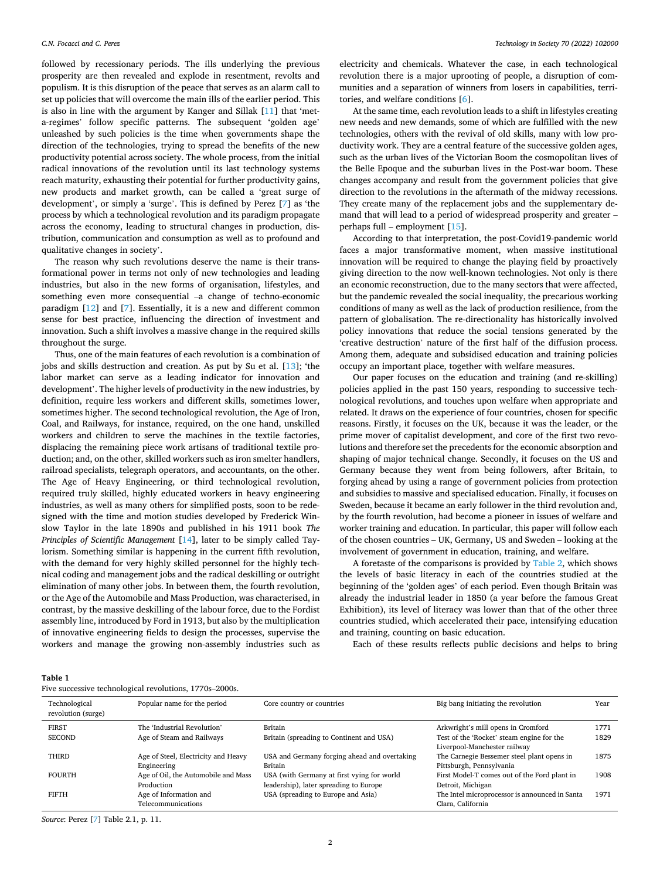followed by recessionary periods. The ills underlying the previous prosperity are then revealed and explode in resentment, revolts and populism. It is this disruption of the peace that serves as an alarm call to set up policies that will overcome the main ills of the earlier period. This is also in line with the argument by Kanger and Sillak [11] that 'meta-regimes' follow specific patterns. The subsequent 'golden age' unleashed by such policies is the time when governments shape the direction of the technologies, trying to spread the benefits of the new productivity potential across society. The whole process, from the initial radical innovations of the revolution until its last technology systems reach maturity, exhausting their potential for further productivity gains, new products and market growth, can be called a 'great surge of development', or simply a 'surge'. This is defined by Perez [7] as 'the process by which a technological revolution and its paradigm propagate across the economy, leading to structural changes in production, distribution, communication and consumption as well as to profound and qualitative changes in society'.

The reason why such revolutions deserve the name is their transformational power in terms not only of new technologies and leading industries, but also in the new forms of organisation, lifestyles, and something even more consequential –a change of techno-economic paradigm [12] and [7]. Essentially, it is a new and different common sense for best practice, influencing the direction of investment and innovation. Such a shift involves a massive change in the required skills throughout the surge.

Thus, one of the main features of each revolution is a combination of jobs and skills destruction and creation. As put by Su et al. [13]; 'the labor market can serve as a leading indicator for innovation and development'. The higher levels of productivity in the new industries, by definition, require less workers and different skills, sometimes lower, sometimes higher. The second technological revolution, the Age of Iron, Coal, and Railways, for instance, required, on the one hand, unskilled workers and children to serve the machines in the textile factories, displacing the remaining piece work artisans of traditional textile production; and, on the other, skilled workers such as iron smelter handlers, railroad specialists, telegraph operators, and accountants, on the other. The Age of Heavy Engineering, or third technological revolution, required truly skilled, highly educated workers in heavy engineering industries, as well as many others for simplified posts, soon to be redesigned with the time and motion studies developed by Frederick Winslow Taylor in the late 1890s and published in his 1911 book *The Principles of Scientific Management* [14], later to be simply called Taylorism. Something similar is happening in the current fifth revolution, with the demand for very highly skilled personnel for the highly technical coding and management jobs and the radical deskilling or outright elimination of many other jobs. In between them, the fourth revolution, or the Age of the Automobile and Mass Production, was characterised, in contrast, by the massive deskilling of the labour force, due to the Fordist assembly line, introduced by Ford in 1913, but also by the multiplication of innovative engineering fields to design the processes, supervise the workers and manage the growing non-assembly industries such as electricity and chemicals. Whatever the case, in each technological revolution there is a major uprooting of people, a disruption of communities and a separation of winners from losers in capabilities, territories, and welfare conditions [6].

At the same time, each revolution leads to a shift in lifestyles creating new needs and new demands, some of which are fulfilled with the new technologies, others with the revival of old skills, many with low productivity work. They are a central feature of the successive golden ages, such as the urban lives of the Victorian Boom the cosmopolitan lives of the Belle Epoque and the suburban lives in the Post-war boom. These changes accompany and result from the government policies that give direction to the revolutions in the aftermath of the midway recessions. They create many of the replacement jobs and the supplementary demand that will lead to a period of widespread prosperity and greater – perhaps full – employment [15].

According to that interpretation, the post-Covid19-pandemic world faces a major transformative moment, when massive institutional innovation will be required to change the playing field by proactively giving direction to the now well-known technologies. Not only is there an economic reconstruction, due to the many sectors that were affected, but the pandemic revealed the social inequality, the precarious working conditions of many as well as the lack of production resilience, from the pattern of globalisation. The re-directionality has historically involved policy innovations that reduce the social tensions generated by the 'creative destruction' nature of the first half of the diffusion process. Among them, adequate and subsidised education and training policies occupy an important place, together with welfare measures.

Our paper focuses on the education and training (and re-skilling) policies applied in the past 150 years, responding to successive technological revolutions, and touches upon welfare when appropriate and related. It draws on the experience of four countries, chosen for specific reasons. Firstly, it focuses on the UK, because it was the leader, or the prime mover of capitalist development, and core of the first two revolutions and therefore set the precedents for the economic absorption and shaping of major technical change. Secondly, it focuses on the US and Germany because they went from being followers, after Britain, to forging ahead by using a range of government policies from protection and subsidies to massive and specialised education. Finally, it focuses on Sweden, because it became an early follower in the third revolution and, by the fourth revolution, had become a pioneer in issues of welfare and worker training and education. In particular, this paper will follow each of the chosen countries – UK, Germany, US and Sweden – looking at the involvement of government in education, training, and welfare.

A foretaste of the comparisons is provided by Table 2, which shows the levels of basic literacy in each of the countries studied at the beginning of the 'golden ages' of each period. Even though Britain was already the industrial leader in 1850 (a year before the famous Great Exhibition), its level of literacy was lower than that of the other three countries studied, which accelerated their pace, intensifying education and training, counting on basic education.

Each of these results reflects public decisions and helps to bring

**Table 1**
Five successive technological revolutions, 1770s–2000s.

| Technological revolution (surge) | Popular name for the period | Core country or countries | Big bang initiating the revolution | Year |
|---|---|---|---|---|
| FIRST | The 'Industrial Revolution' | Britain | Arkwright's mill opens in Cromford | 1771 |
| SECOND | Age of Steam and Railways | Britain (spreading to Continent and USA) | Test of the 'Rocket' steam engine for the Liverpool-Manchester railway | 1829 |
| THIRD | Age of Steel, Electricity and Heavy Engineering | USA and Germany forging ahead and overtaking Britain | The Carnegie Bessemer steel plant opens in Pittsburgh, Pennsylvania | 1875 |
| FOURTH | Age of Oil, the Automobile and Mass Production | USA (with Germany at first vying for world leadership), later spreading to Europe | First Model-T comes out of the Ford plant in Detroit, Michigan | 1908 |
| FIFTH | Age of Information and Telecommunications | USA (spreading to Europe and Asia) | The Intel microprocessor is announced in Santa Clara, California | 1971 |

*Source*: Perez [7] Table 2.1, p. 11.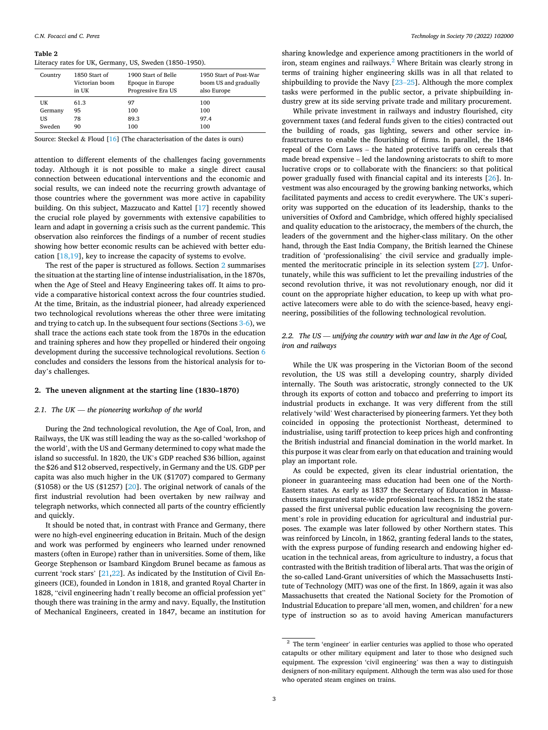**Table 2**
Literacy rates for UK, Germany, US, Sweden (1850–1950).

| Country | 1850 Start of Victorian boom in UK | 1900 Start of Belle Epoque in Europe Progressive Era US | 1950 Start of Post-War boom US and gradually also Europe |
|---|---|---|---|
| UK | 61.3 | 97 | 100 |
| Germany | 95 | 100 | 100 |
| US | 78 | 89.3 | 97.4 |
| Sweden | 90 | 100 | 100 |

Source: Steckel & Floud [16] (The characterisation of the dates is ours)

attention to different elements of the challenges facing governments today. Although it is not possible to make a single direct causal connection between educational interventions and the economic and social results, we can indeed note the recurring growth advantage of those countries where the government was more active in capability building. On this subject, Mazzucato and Kattel [17] recently showed the crucial role played by governments with extensive capabilities to learn and adapt in governing a crisis such as the current pandemic. This observation also reinforces the findings of a number of recent studies showing how better economic results can be achieved with better education [18,19], key to increase the capacity of systems to evolve.

The rest of the paper is structured as follows. Section 2 summarises the situation at the starting line of intense industrialisation, in the 1870s, when the Age of Steel and Heavy Engineering takes off. It aims to provide a comparative historical context across the four countries studied. At the time, Britain, as the industrial pioneer, had already experienced two technological revolutions whereas the other three were imitating and trying to catch up. In the subsequent four sections (Sections 3-6), we shall trace the actions each state took from the 1870s in the education and training spheres and how they propelled or hindered their ongoing development during the successive technological revolutions. Section 6 concludes and considers the lessons from the historical analysis for today's challenges.

## 2. The uneven alignment at the starting line (1830–1870)

### 2.1. The UK — the pioneering workshop of the world

During the 2nd technological revolution, the Age of Coal, Iron, and Railways, the UK was still leading the way as the so-called 'workshop of the world', with the US and Germany determined to copy what made the island so successful. In 1820, the UK's GDP reached \$36 billion, against the \$26 and \$12 observed, respectively, in Germany and the US. GDP per capita was also much higher in the UK (\$1707) compared to Germany (\$1058) or the US (\$1257) [20]. The original network of canals of the first industrial revolution had been overtaken by new railway and telegraph networks, which connected all parts of the country efficiently and quickly.

It should be noted that, in contrast with France and Germany, there were no high-evel engineering education in Britain. Much of the design and work was performed by engineers who learned under renowned masters (often in Europe) rather than in universities. Some of them, like George Stephenson or Isambard Kingdom Brunel became as famous as current 'rock stars' [21,22]. As indicated by the Institution of Civil Engineers (ICE), founded in London in 1818, and granted Royal Charter in 1828, "civil engineering hadn't really become an official profession yet" though there was training in the army and navy. Equally, the Institution of Mechanical Engineers, created in 1847, became an institution for sharing knowledge and experience among practitioners in the world of iron, steam engines and railways.[2] Where Britain was clearly strong in terms of training higher engineering skills was in all that related to shipbuilding to provide the Navy [23–25]. Although the more complex tasks were performed in the public sector, a private shipbuilding industry grew at its side serving private trade and military procurement.

While private investment in railways and industry flourished, city government taxes (and federal funds given to the cities) contracted out the building of roads, gas lighting, sewers and other service infrastructures to enable the flourishing of firms. In parallel, the 1846 repeal of the Corn Laws – the hated protective tariffs on cereals that made bread expensive – led the landowning aristocrats to shift to more lucrative crops or to collaborate with the financiers: so that political power gradually fused with financial capital and its interests [26]. Investment was also encouraged by the growing banking networks, which facilitated payments and access to credit everywhere. The UK's superiority was supported on the education of its leadership, thanks to the universities of Oxford and Cambridge, which offered highly specialised and quality education to the aristocracy, the members of the church, the leaders of the government and the higher-class military. On the other hand, through the East India Company, the British learned the Chinese tradition of 'professionalising' the civil service and gradually implemented the meritocratic principle in its selection system [27]. Unfortunately, while this was sufficient to let the prevailing industries of the second revolution thrive, it was not revolutionary enough, nor did it count on the appropriate higher education, to keep up with what proactive latecomers were able to do with the science-based, heavy engineering, possibilities of the following technological revolution.

### 2.2. The US — unifying the country with war and law in the Age of Coal, iron and railways

While the UK was prospering in the Victorian Boom of the second revolution, the US was still a developing country, sharply divided internally. The South was aristocratic, strongly connected to the UK through its exports of cotton and tobacco and preferring to import its industrial products in exchange. It was very different from the still relatively 'wild' West characterised by pioneering farmers. Yet they both coincided in opposing the protectionist Northeast, determined to industrialise, using tariff protection to keep prices high and confronting the British industrial and financial domination in the world market. In this purpose it was clear from early on that education and training would play an important role.

As could be expected, given its clear industrial orientation, the pioneer in guaranteeing mass education had been one of the North-Eastern states. As early as 1837 the Secretary of Education in Massachusetts inaugurated state-wide professional teachers. In 1852 the state passed the first universal public education law recognising the government's role in providing education for agricultural and industrial purposes. The example was later followed by other Northern states. This was reinforced by Lincoln, in 1862, granting federal lands to the states, with the express purpose of funding research and endowing higher education in the technical areas, from agriculture to industry, a focus that contrasted with the British tradition of liberal arts. That was the origin of the so-called Land-Grant universities of which the Massachusetts Institute of Technology (MIT) was one of the first. In 1869, again it was also Massachusetts that created the National Society for the Promotion of Industrial Education to prepare 'all men, women, and children' for a new type of instruction so as to avoid having American manufacturers

[2] The term 'engineer' in earlier centuries was applied to those who operated catapults or other military equipment and later to those who designed such equipment. The expression 'civil engineering' was then a way to distinguish designers of non-military equipment. Although the term was also used for those who operated steam engines on trains.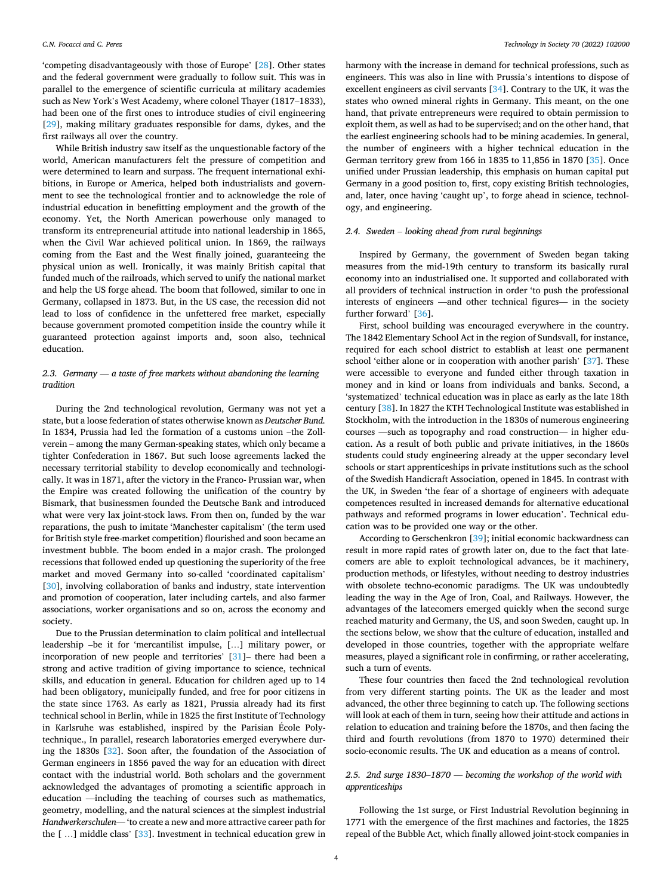'competing disadvantageously with those of Europe' [28]. Other states and the federal government were gradually to follow suit. This was in parallel to the emergence of scientific curricula at military academies such as New York's West Academy, where colonel Thayer (1817–1833), had been one of the first ones to introduce studies of civil engineering [29], making military graduates responsible for dams, dykes, and the first railways all over the country.

While British industry saw itself as the unquestionable factory of the world, American manufacturers felt the pressure of competition and were determined to learn and surpass. The frequent international exhibitions, in Europe or America, helped both industrialists and government to see the technological frontier and to acknowledge the role of industrial education in benefitting employment and the growth of the economy. Yet, the North American powerhouse only managed to transform its entrepreneurial attitude into national leadership in 1865, when the Civil War achieved political union. In 1869, the railways coming from the East and the West finally joined, guaranteeing the physical union as well. Ironically, it was mainly British capital that funded much of the railroads, which served to unify the national market and help the US forge ahead. The boom that followed, similar to one in Germany, collapsed in 1873. But, in the US case, the recession did not lead to loss of confidence in the unfettered free market, especially because government promoted competition inside the country while it guaranteed protection against imports and, soon also, technical education.

### 2.3. Germany — a taste of free markets without abandoning the learning tradition

During the 2nd technological revolution, Germany was not yet a state, but a loose federation of states otherwise known as *Deutscher Bund.* In 1834, Prussia had led the formation of a customs union –the Zollverein – among the many German-speaking states, which only became a tighter Confederation in 1867. But such loose agreements lacked the necessary territorial stability to develop economically and technologically. It was in 1871, after the victory in the Franco- Prussian war, when the Empire was created following the unification of the country by Bismark, that businessmen founded the Deutsche Bank and introduced what were very lax joint-stock laws. From then on, funded by the war reparations, the push to imitate 'Manchester capitalism' (the term used for British style free-market competition) flourished and soon became an investment bubble. The boom ended in a major crash. The prolonged recessions that followed ended up questioning the superiority of the free market and moved Germany into so-called 'coordinated capitalism' [30], involving collaboration of banks and industry, state intervention and promotion of cooperation, later including cartels, and also farmer associations, worker organisations and so on, across the economy and society.

Due to the Prussian determination to claim political and intellectual leadership –be it for 'mercantilist impulse, […] military power, or incorporation of new people and territories' [31]– there had been a strong and active tradition of giving importance to science, technical skills, and education in general. Education for children aged up to 14 had been obligatory, municipally funded, and free for poor citizens in the state since 1763. As early as 1821, Prussia already had its first technical school in Berlin, while in 1825 the first Institute of Technology in Karlsruhe was established, inspired by the Parisian École Polytechnique., In parallel, research laboratories emerged everywhere during the 1830s [32]. Soon after, the foundation of the Association of German engineers in 1856 paved the way for an education with direct contact with the industrial world. Both scholars and the government acknowledged the advantages of promoting a scientific approach in education —including the teaching of courses such as mathematics, geometry, modelling, and the natural sciences at the simplest industrial *Handwerkerschulen*— 'to create a new and more attractive career path for the [ …] middle class' [33]. Investment in technical education grew in harmony with the increase in demand for technical professions, such as engineers. This was also in line with Prussia's intentions to dispose of excellent engineers as civil servants [34]. Contrary to the UK, it was the states who owned mineral rights in Germany. This meant, on the one hand, that private entrepreneurs were required to obtain permission to exploit them, as well as had to be supervised; and on the other hand, that the earliest engineering schools had to be mining academies. In general, the number of engineers with a higher technical education in the German territory grew from 166 in 1835 to 11,856 in 1870 [35]. Once unified under Prussian leadership, this emphasis on human capital put Germany in a good position to, first, copy existing British technologies, and, later, once having 'caught up', to forge ahead in science, technology, and engineering.

### 2.4. Sweden – looking ahead from rural beginnings

Inspired by Germany, the government of Sweden began taking measures from the mid-19th century to transform its basically rural economy into an industrialised one. It supported and collaborated with all providers of technical instruction in order 'to push the professional interests of engineers —and other technical figures— in the society further forward' [36].

First, school building was encouraged everywhere in the country. The 1842 Elementary School Act in the region of Sundsvall, for instance, required for each school district to establish at least one permanent school 'either alone or in cooperation with another parish' [37]. These were accessible to everyone and funded either through taxation in money and in kind or loans from individuals and banks. Second, a 'systematized' technical education was in place as early as the late 18th century [38]. In 1827 the KTH Technological Institute was established in Stockholm, with the introduction in the 1830s of numerous engineering courses —such as topography and road construction— in higher education. As a result of both public and private initiatives, in the 1860s students could study engineering already at the upper secondary level schools or start apprenticeships in private institutions such as the school of the Swedish Handicraft Association, opened in 1845. In contrast with the UK, in Sweden 'the fear of a shortage of engineers with adequate competences resulted in increased demands for alternative educational pathways and reformed programs in lower education'. Technical education was to be provided one way or the other.

According to Gerschenkron [39]; initial economic backwardness can result in more rapid rates of growth later on, due to the fact that latecomers are able to exploit technological advances, be it machinery, production methods, or lifestyles, without needing to destroy industries with obsolete techno-economic paradigms. The UK was undoubtedly leading the way in the Age of Iron, Coal, and Railways. However, the advantages of the latecomers emerged quickly when the second surge reached maturity and Germany, the US, and soon Sweden, caught up. In the sections below, we show that the culture of education, installed and developed in those countries, together with the appropriate welfare measures, played a significant role in confirming, or rather accelerating, such a turn of events.

These four countries then faced the 2nd technological revolution from very different starting points. The UK as the leader and most advanced, the other three beginning to catch up. The following sections will look at each of them in turn, seeing how their attitude and actions in relation to education and training before the 1870s, and then facing the third and fourth revolutions (from 1870 to 1970) determined their socio-economic results. The UK and education as a means of control.

### 2.5. 2nd surge 1830–1870 — becoming the workshop of the world with apprenticeships

Following the 1st surge, or First Industrial Revolution beginning in 1771 with the emergence of the first machines and factories, the 1825 repeal of the Bubble Act, which finally allowed joint-stock companies in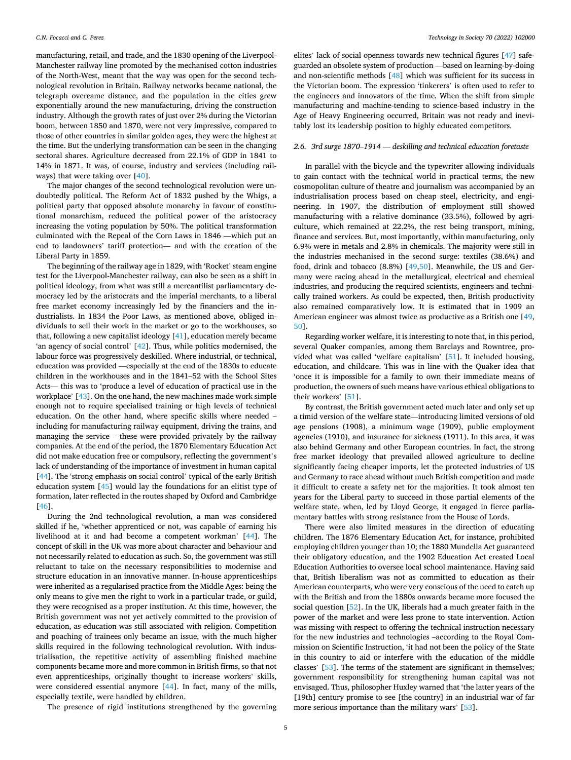manufacturing, retail, and trade, and the 1830 opening of the Liverpool-Manchester railway line promoted by the mechanised cotton industries of the North-West, meant that the way was open for the second technological revolution in Britain. Railway networks became national, the telegraph overcame distance, and the population in the cities grew exponentially around the new manufacturing, driving the construction industry. Although the growth rates of just over 2% during the Victorian boom, between 1850 and 1870, were not very impressive, compared to those of other countries in similar golden ages, they were the highest at the time. But the underlying transformation can be seen in the changing sectoral shares. Agriculture decreased from 22.1% of GDP in 1841 to 14% in 1871. It was, of course, industry and services (including railways) that were taking over [40].

The major changes of the second technological revolution were undoubtedly political. The Reform Act of 1832 pushed by the Whigs, a political party that opposed absolute monarchy in favour of constitutional monarchism, reduced the political power of the aristocracy increasing the voting population by 50%. The political transformation culminated with the Repeal of the Corn Laws in 1846 —which put an end to landowners' tariff protection— and with the creation of the Liberal Party in 1859.

The beginning of the railway age in 1829, with 'Rocket' steam engine test for the Liverpool-Manchester railway, can also be seen as a shift in political ideology, from what was still a mercantilist parliamentary democracy led by the aristocrats and the imperial merchants, to a liberal free market economy increasingly led by the financiers and the industrialists. In 1834 the Poor Laws, as mentioned above, obliged individuals to sell their work in the market or go to the workhouses, so that, following a new capitalist ideology [41], education merely became 'an agency of social control' [42]. Thus, while politics modernised, the labour force was progressively deskilled. Where industrial, or technical, education was provided —especially at the end of the 1830s to educate children in the workhouses and in the 1841–52 with the School Sites Acts— this was to 'produce a level of education of practical use in the workplace' [43]. On the one hand, the new machines made work simple enough not to require specialised training or high levels of technical education. On the other hand, where specific skills where needed – including for manufacturing railway equipment, driving the trains, and managing the service – these were provided privately by the railway companies. At the end of the period, the 1870 Elementary Education Act did not make education free or compulsory, reflecting the government's lack of understanding of the importance of investment in human capital [44]. The 'strong emphasis on social control' typical of the early British education system [45] would lay the foundations for an elitist type of formation, later reflected in the routes shaped by Oxford and Cambridge [46].

During the 2nd technological revolution, a man was considered skilled if he, 'whether apprenticed or not, was capable of earning his livelihood at it and had become a competent workman' [44]. The concept of skill in the UK was more about character and behaviour and not necessarily related to education as such. So, the government was still reluctant to take on the necessary responsibilities to modernise and structure education in an innovative manner. In-house apprenticeships were inherited as a regularised practice from the Middle Ages: being the only means to give men the right to work in a particular trade, or guild, they were recognised as a proper institution. At this time, however, the British government was not yet actively committed to the provision of education, as education was still associated with religion. Competition and poaching of trainees only became an issue, with the much higher skills required in the following technological revolution. With industrialisation, the repetitive activity of assembling finished machine components became more and more common in British firms, so that not even apprenticeships, originally thought to increase workers' skills, were considered essential anymore [44]. In fact, many of the mills, especially textile, were handled by children.

The presence of rigid institutions strengthened by the governing elites' lack of social openness towards new technical figures [47] safeguarded an obsolete system of production —based on learning-by-doing and non-scientific methods [48] which was sufficient for its success in the Victorian boom. The expression 'tinkerers' is often used to refer to the engineers and innovators of the time. When the shift from simple manufacturing and machine-tending to science-based industry in the Age of Heavy Engineering occurred, Britain was not ready and inevitably lost its leadership position to highly educated competitors.

### 2.6. 3rd surge 1870–1914 — deskilling and technical education foretaste

In parallel with the bicycle and the typewriter allowing individuals to gain contact with the technical world in practical terms, the new cosmopolitan culture of theatre and journalism was accompanied by an industrialisation process based on cheap steel, electricity, and engineering. In 1907, the distribution of employment still showed manufacturing with a relative dominance (33.5%), followed by agriculture, which remained at 22.2%, the rest being transport, mining, finance and services. But, most importantly, within manufacturing, only 6.9% were in metals and 2.8% in chemicals. The majority were still in the industries mechanised in the second surge: textiles (38.6%) and food, drink and tobacco (8.8%) [49,50]. Meanwhile, the US and Germany were racing ahead in the metallurgical, electrical and chemical industries, and producing the required scientists, engineers and technically trained workers. As could be expected, then, British productivity also remained comparatively low. It is estimated that in 1909 an American engineer was almost twice as productive as a British one [49,50].

Regarding worker welfare, it is interesting to note that, in this period, several Quaker companies, among them Barclays and Rowntree, provided what was called 'welfare capitalism' [51]. It included housing, education, and childcare. This was in line with the Quaker idea that 'once it is impossible for a family to own their immediate means of production, the owners of such means have various ethical obligations to their workers' [51].

By contrast, the British government acted much later and only set up a timid version of the welfare state—introducing limited versions of old age pensions (1908), a minimum wage (1909), public employment agencies (1910), and insurance for sickness (1911). In this area, it was also behind Germany and other European countries. In fact, the strong free market ideology that prevailed allowed agriculture to decline significantly facing cheaper imports, let the protected industries of US and Germany to race ahead without much British competition and made it difficult to create a safety net for the majorities. It took almost ten years for the Liberal party to succeed in those partial elements of the welfare state, when, led by Lloyd George, it engaged in fierce parliamentary battles with strong resistance from the House of Lords.

There were also limited measures in the direction of educating children. The 1876 Elementary Education Act, for instance, prohibited employing children younger than 10; the 1880 Mundella Act guaranteed their obligatory education, and the 1902 Education Act created Local Education Authorities to oversee local school maintenance. Having said that, British liberalism was not as committed to education as their American counterparts, who were very conscious of the need to catch up with the British and from the 1880s onwards became more focused the social question [52]. In the UK, liberals had a much greater faith in the power of the market and were less prone to state intervention. Action was missing with respect to offering the technical instruction necessary for the new industries and technologies –according to the Royal Commission on Scientific Instruction, 'it had not been the policy of the State in this country to aid or interfere with the education of the middle classes' [53]. The terms of the statement are significant in themselves; government responsibility for strengthening human capital was not envisaged. Thus, philosopher Huxley warned that 'the latter years of the [19th] century promise to see [the country] in an industrial war of far more serious importance than the military wars' [53].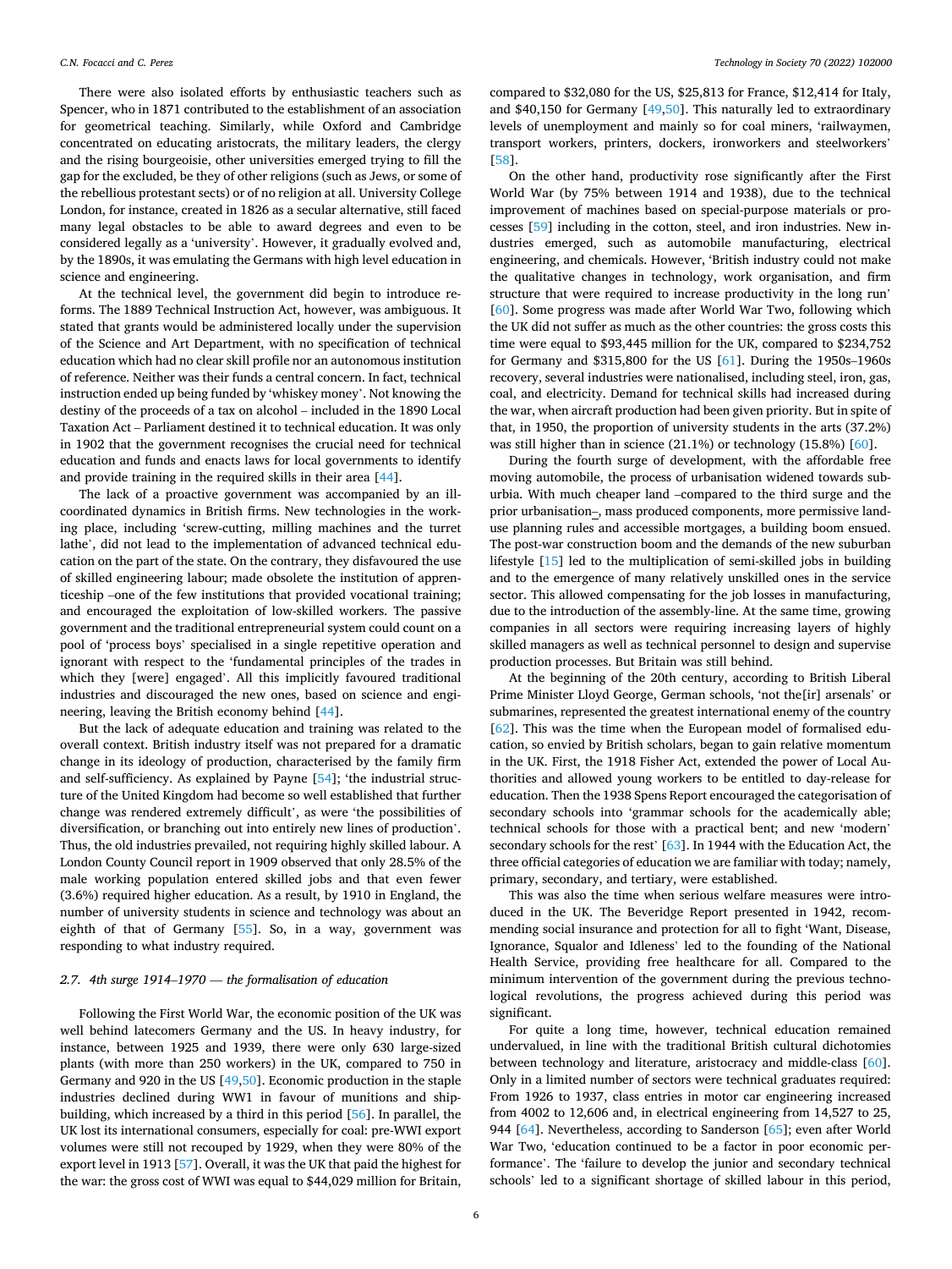There were also isolated efforts by enthusiastic teachers such as Spencer, who in 1871 contributed to the establishment of an association for geometrical teaching. Similarly, while Oxford and Cambridge concentrated on educating aristocrats, the military leaders, the clergy and the rising bourgeoisie, other universities emerged trying to fill the gap for the excluded, be they of other religions (such as Jews, or some of the rebellious protestant sects) or of no religion at all. University College London, for instance, created in 1826 as a secular alternative, still faced many legal obstacles to be able to award degrees and even to be considered legally as a 'university'. However, it gradually evolved and, by the 1890s, it was emulating the Germans with high level education in science and engineering.

At the technical level, the government did begin to introduce reforms. The 1889 Technical Instruction Act, however, was ambiguous. It stated that grants would be administered locally under the supervision of the Science and Art Department, with no specification of technical education which had no clear skill profile nor an autonomous institution of reference. Neither was their funds a central concern. In fact, technical instruction ended up being funded by 'whiskey money'. Not knowing the destiny of the proceeds of a tax on alcohol – included in the 1890 Local Taxation Act – Parliament destined it to technical education. It was only in 1902 that the government recognises the crucial need for technical education and funds and enacts laws for local governments to identify and provide training in the required skills in their area [44].

The lack of a proactive government was accompanied by an ill-coordinated dynamics in British firms. New technologies in the working place, including 'screw-cutting, milling machines and the turret lathe', did not lead to the implementation of advanced technical education on the part of the state. On the contrary, they disfavoured the use of skilled engineering labour; made obsolete the institution of apprenticeship –one of the few institutions that provided vocational training; and encouraged the exploitation of low-skilled workers. The passive government and the traditional entrepreneurial system could count on a pool of 'process boys' specialised in a single repetitive operation and ignorant with respect to the 'fundamental principles of the trades in which they [were] engaged'. All this implicitly favoured traditional industries and discouraged the new ones, based on science and engineering, leaving the British economy behind [44].

But the lack of adequate education and training was related to the overall context. British industry itself was not prepared for a dramatic change in its ideology of production, characterised by the family firm and self-sufficiency. As explained by Payne [54]; 'the industrial structure of the United Kingdom had become so well established that further change was rendered extremely difficult', as were 'the possibilities of diversification, or branching out into entirely new lines of production'. Thus, the old industries prevailed, not requiring highly skilled labour. A London County Council report in 1909 observed that only 28.5% of the male working population entered skilled jobs and that even fewer (3.6%) required higher education. As a result, by 1910 in England, the number of university students in science and technology was about an eighth of that of Germany [55]. So, in a way, government was responding to what industry required.

### 2.7. 4th surge 1914–1970 — the formalisation of education

Following the First World War, the economic position of the UK was well behind latecomers Germany and the US. In heavy industry, for instance, between 1925 and 1939, there were only 630 large-sized plants (with more than 250 workers) in the UK, compared to 750 in Germany and 920 in the US [49,50]. Economic production in the staple industries declined during WW1 in favour of munitions and shipbuilding, which increased by a third in this period [56]. In parallel, the UK lost its international consumers, especially for coal: pre-WWI export volumes were still not recouped by 1929, when they were 80% of the export level in 1913 [57]. Overall, it was the UK that paid the highest for the war: the gross cost of WWI was equal to $44,029 million for Britain, compared to $32,080 for the US, $25,813 for France, $12,414 for Italy, and $40,150 for Germany [49,50]. This naturally led to extraordinary levels of unemployment and mainly so for coal miners, 'railwaymen, transport workers, printers, dockers, ironworkers and steelworkers' [58].

On the other hand, productivity rose significantly after the First World War (by 75% between 1914 and 1938), due to the technical improvement of machines based on special-purpose materials or processes [59] including in the cotton, steel, and iron industries. New industries emerged, such as automobile manufacturing, electrical engineering, and chemicals. However, 'British industry could not make the qualitative changes in technology, work organisation, and firm structure that were required to increase productivity in the long run' [60]. Some progress was made after World War Two, following which the UK did not suffer as much as the other countries: the gross costs this time were equal to $93,445 million for the UK, compared to $234,752 for Germany and $315,800 for the US [61]. During the 1950s–1960s recovery, several industries were nationalised, including steel, iron, gas, coal, and electricity. Demand for technical skills had increased during the war, when aircraft production had been given priority. But in spite of that, in 1950, the proportion of university students in the arts (37.2%) was still higher than in science (21.1%) or technology (15.8%) [60].

During the fourth surge of development, with the affordable free moving automobile, the process of urbanisation widened towards suburbia. With much cheaper land –compared to the third surge and the prior urbanisation–, mass produced components, more permissive land-use planning rules and accessible mortgages, a building boom ensued. The post-war construction boom and the demands of the new suburban lifestyle [15] led to the multiplication of semi-skilled jobs in building and to the emergence of many relatively unskilled ones in the service sector. This allowed compensating for the job losses in manufacturing, due to the introduction of the assembly-line. At the same time, growing companies in all sectors were requiring increasing layers of highly skilled managers as well as technical personnel to design and supervise production processes. But Britain was still behind.

At the beginning of the 20th century, according to British Liberal Prime Minister Lloyd George, German schools, 'not the[ir] arsenals' or submarines, represented the greatest international enemy of the country [62]. This was the time when the European model of formalised education, so envied by British scholars, began to gain relative momentum in the UK. First, the 1918 Fisher Act, extended the power of Local Authorities and allowed young workers to be entitled to day-release for education. Then the 1938 Spens Report encouraged the categorisation of secondary schools into 'grammar schools for the academically able; technical schools for those with a practical bent; and new 'modern' secondary schools for the rest' [63]. In 1944 with the Education Act, the three official categories of education we are familiar with today; namely, primary, secondary, and tertiary, were established.

This was also the time when serious welfare measures were introduced in the UK. The Beveridge Report presented in 1942, recommending social insurance and protection for all to fight 'Want, Disease, Ignorance, Squalor and Idleness' led to the founding of the National Health Service, providing free healthcare for all. Compared to the minimum intervention of the government during the previous technological revolutions, the progress achieved during this period was significant.

For quite a long time, however, technical education remained undervalued, in line with the traditional British cultural dichotomies between technology and literature, aristocracy and middle-class [60]. Only in a limited number of sectors were technical graduates required: From 1926 to 1937, class entries in motor car engineering increased from 4002 to 12,606 and, in electrical engineering from 14,527 to 25,944 [64]. Nevertheless, according to Sanderson [65]; even after World War Two, 'education continued to be a factor in poor economic performance'. The 'failure to develop the junior and secondary technical schools' led to a significant shortage of skilled labour in this period,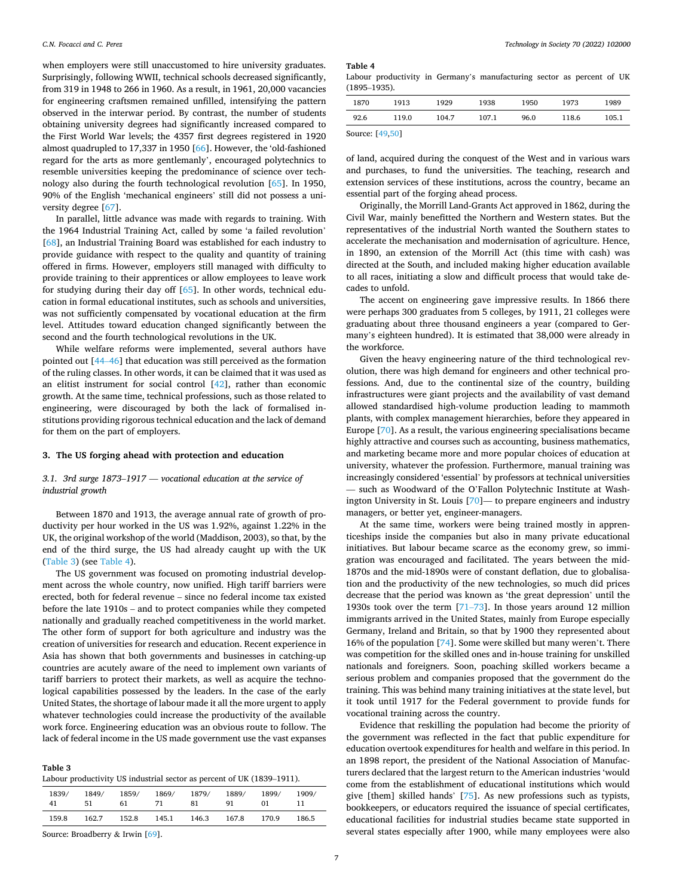when employers were still unaccustomed to hire university graduates. Surprisingly, following WWII, technical schools decreased significantly, from 319 in 1948 to 266 in 1960. As a result, in 1961, 20,000 vacancies for engineering craftsmen remained unfilled, intensifying the pattern observed in the interwar period. By contrast, the number of students obtaining university degrees had significantly increased compared to the First World War levels; the 4357 first degrees registered in 1920 almost quadrupled to 17,337 in 1950 [66]. However, the 'old-fashioned regard for the arts as more gentlemanly', encouraged polytechnics to resemble universities keeping the predominance of science over technology also during the fourth technological revolution [65]. In 1950, 90% of the English 'mechanical engineers' still did not possess a university degree [67].

In parallel, little advance was made with regards to training. With the 1964 Industrial Training Act, called by some 'a failed revolution' [68], an Industrial Training Board was established for each industry to provide guidance with respect to the quality and quantity of training offered in firms. However, employers still managed with difficulty to provide training to their apprentices or allow employees to leave work for studying during their day off [65]. In other words, technical education in formal educational institutes, such as schools and universities, was not sufficiently compensated by vocational education at the firm level. Attitudes toward education changed significantly between the second and the fourth technological revolutions in the UK.

While welfare reforms were implemented, several authors have pointed out [44–46] that education was still perceived as the formation of the ruling classes. In other words, it can be claimed that it was used as an elitist instrument for social control [42], rather than economic growth. At the same time, technical professions, such as those related to engineering, were discouraged by both the lack of formalised institutions providing rigorous technical education and the lack of demand for them on the part of employers.

## 3. The US forging ahead with protection and education

### 3.1. 3rd surge 1873–1917 — vocational education at the service of industrial growth

Between 1870 and 1913, the average annual rate of growth of productivity per hour worked in the US was 1.92%, against 1.22% in the UK, the original workshop of the world (Maddison, 2003), so that, by the end of the third surge, the US had already caught up with the UK (Table 3) (see Table 4).

The US government was focused on promoting industrial development across the whole country, now unified. High tariff barriers were erected, both for federal revenue – since no federal income tax existed before the late 1910s – and to protect companies while they competed nationally and gradually reached competitiveness in the world market. The other form of support for both agriculture and industry was the creation of universities for research and education. Recent experience in Asia has shown that both governments and businesses in catching-up countries are acutely aware of the need to implement own variants of tariff barriers to protect their markets, as well as acquire the technological capabilities possessed by the leaders. In the case of the early United States, the shortage of labour made it all the more urgent to apply whatever technologies could increase the productivity of the available work force. Engineering education was an obvious route to follow. The lack of federal income in the US made government use the vast expanses of land, acquired during the conquest of the West and in various wars and purchases, to fund the universities. The teaching, research and extension services of these institutions, across the country, became an essential part of the forging ahead process.

**Table 3**
Labour productivity US industrial sector as percent of UK (1839–1911).

| 1839/41 | 1849/51 | 1859/61 | 1869/71 | 1879/81 | 1889/91 | 1899/01 | 1909/11 |
|---|---|---|---|---|---|---|---|
| 159.8 | 162.7 | 152.8 | 145.1 | 146.3 | 167.8 | 170.9 | 186.5 |

Source: Broadberry & Irwin [69].

**Table 4**
Labour productivity in Germany's manufacturing sector as percent of UK (1895–1935).

| 1870 | 1913 | 1929 | 1938 | 1950 | 1973 | 1989 |
|---|---|---|---|---|---|---|
| 92.6 | 119.0 | 104.7 | 107.1 | 96.0 | 118.6 | 105.1 |

Source: [49,50]

Originally, the Morrill Land-Grants Act approved in 1862, during the Civil War, mainly benefitted the Northern and Western states. But the representatives of the industrial North wanted the Southern states to accelerate the mechanisation and modernisation of agriculture. Hence, in 1890, an extension of the Morrill Act (this time with cash) was directed at the South, and included making higher education available to all races, initiating a slow and difficult process that would take decades to unfold.

The accent on engineering gave impressive results. In 1866 there were perhaps 300 graduates from 5 colleges, by 1911, 21 colleges were graduating about three thousand engineers a year (compared to Germany's eighteen hundred). It is estimated that 38,000 were already in the workforce.

Given the heavy engineering nature of the third technological revolution, there was high demand for engineers and other technical professions. And, due to the continental size of the country, building infrastructures were giant projects and the availability of vast demand allowed standardised high-volume production leading to mammoth plants, with complex management hierarchies, before they appeared in Europe [70]. As a result, the various engineering specialisations became highly attractive and courses such as accounting, business mathematics, and marketing became more and more popular choices of education at university, whatever the profession. Furthermore, manual training was increasingly considered 'essential' by professors at technical universities — such as Woodward of the O'Fallon Polytechnic Institute at Washington University in St. Louis [70]— to prepare engineers and industry managers, or better yet, engineer-managers.

At the same time, workers were being trained mostly in apprenticeships inside the companies but also in many private educational initiatives. But labour became scarce as the economy grew, so immigration was encouraged and facilitated. The years between the mid-1870s and the mid-1890s were of constant deflation, due to globalisation and the productivity of the new technologies, so much did prices decrease that the period was known as 'the great depression' until the 1930s took over the term [71–73]. In those years around 12 million immigrants arrived in the United States, mainly from Europe especially Germany, Ireland and Britain, so that by 1900 they represented about 16% of the population [74]. Some were skilled but many weren't. There was competition for the skilled ones and in-house training for unskilled nationals and foreigners. Soon, poaching skilled workers became a serious problem and companies proposed that the government do the training. This was behind many training initiatives at the state level, but it took until 1917 for the Federal government to provide funds for vocational training across the country.

Evidence that reskilling the population had become the priority of the government was reflected in the fact that public expenditure for education overtook expenditures for health and welfare in this period. In an 1898 report, the president of the National Association of Manufacturers declared that the largest return to the American industries 'would come from the establishment of educational institutions which would give [them] skilled hands' [75]. As new professions such as typists, bookkeepers, or educators required the issuance of special certificates, educational facilities for industrial studies became state supported in several states especially after 1900, while many employees were also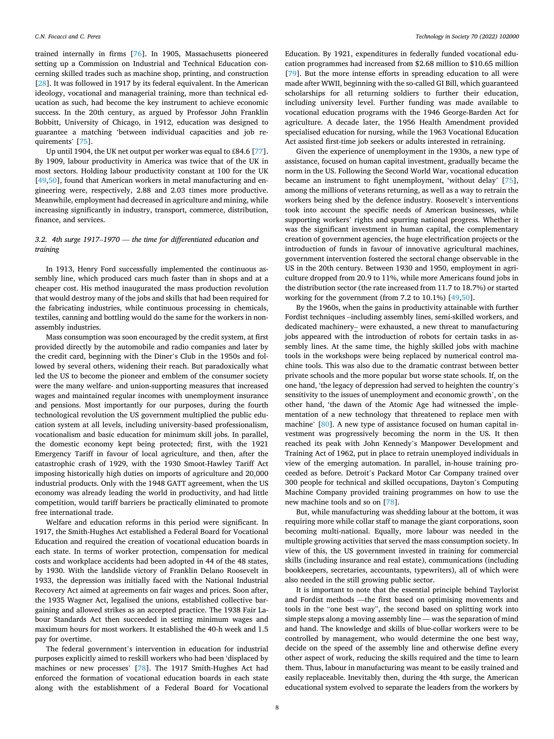trained internally in firms [76]. In 1905, Massachusetts pioneered setting up a Commission on Industrial and Technical Education concerning skilled trades such as machine shop, printing, and construction [28]. It was followed in 1917 by its federal equivalent. In the American ideology, vocational and managerial training, more than technical education as such, had become the key instrument to achieve economic success. In the 20th century, as argued by Professor John Franklin Bobbitt, University of Chicago, in 1912, education was designed to guarantee a matching 'between individual capacities and job requirements' [75].

Up until 1904, the UK net output per worker was equal to £84.6 [77]. By 1909, labour productivity in America was twice that of the UK in most sectors. Holding labour productivity constant at 100 for the UK [49,50], found that American workers in metal manufacturing and engineering were, respectively, 2.88 and 2.03 times more productive. Meanwhile, employment had decreased in agriculture and mining, while increasing significantly in industry, transport, commerce, distribution, finance, and services.

### 3.2. 4th surge 1917–1970 — the time for differentiated education and training

In 1913, Henry Ford successfully implemented the continuous assembly line, which produced cars much faster than in shops and at a cheaper cost. His method inaugurated the mass production revolution that would destroy many of the jobs and skills that had been required for the fabricating industries, while continuous processing in chemicals, textiles, canning and bottling would do the same for the workers in non-assembly industries.

Mass consumption was soon encouraged by the credit system, at first provided directly by the automobile and radio companies and later by the credit card, beginning with the Diner's Club in the 1950s and followed by several others, widening their reach. But paradoxically what led the US to become the pioneer and emblem of the consumer society were the many welfare- and union-supporting measures that increased wages and maintained regular incomes with unemployment insurance and pensions. Most importantly for our purposes, during the fourth technological revolution the US government multiplied the public education system at all levels, including university-based professionalism, vocationalism and basic education for minimum skill jobs. In parallel, the domestic economy kept being protected; first, with the 1921 Emergency Tariff in favour of local agriculture, and then, after the catastrophic crash of 1929, with the 1930 Smoot-Hawley Tariff Act imposing historically high duties on imports of agriculture and 20,000 industrial products. Only with the 1948 GATT agreement, when the US economy was already leading the world in productivity, and had little competition, would tariff barriers be practically eliminated to promote free international trade.

Welfare and education reforms in this period were significant. In 1917, the Smith-Hughes Act established a Federal Board for Vocational Education and required the creation of vocational education boards in each state. In terms of worker protection, compensation for medical costs and workplace accidents had been adopted in 44 of the 48 states, by 1930. With the landslide victory of Franklin Delano Roosevelt in 1933, the depression was initially faced with the National Industrial Recovery Act aimed at agreements on fair wages and prices. Soon after, the 1935 Wagner Act, legalised the unions, established collective bargaining and allowed strikes as an accepted practice. The 1938 Fair Labour Standards Act then succeeded in setting minimum wages and maximum hours for most workers. It established the 40-h week and 1.5 pay for overtime.

The federal government's intervention in education for industrial purposes explicitly aimed to reskill workers who had been 'displaced by machines or new processes' [78]. The 1917 Smith-Hughes Act had enforced the formation of vocational education boards in each state along with the establishment of a Federal Board for Vocational Education. By 1921, expenditures in federally funded vocational education programmes had increased from $2.68 million to $10.65 million [79]. But the more intense efforts in spreading education to all were made after WWII, beginning with the so-called GI Bill, which guaranteed scholarships for all returning soldiers to further their education, including university level. Further funding was made available to vocational education programs with the 1946 George-Barden Act for agriculture. A decade later, the 1956 Health Amendment provided specialised education for nursing, while the 1963 Vocational Education Act assisted first-time job seekers or adults interested in retraining.

Given the experience of unemployment in the 1930s, a new type of assistance, focused on human capital investment, gradually became the norm in the US. Following the Second World War, vocational education became an instrument to fight unemployment, 'without delay' [75], among the millions of veterans returning, as well as a way to retrain the workers being shed by the defence industry. Roosevelt's interventions took into account the specific needs of American businesses, while supporting workers' rights and spurring national progress. Whether it was the significant investment in human capital, the complementary creation of government agencies, the huge electrification projects or the introduction of funds in favour of innovative agricultural machines, government intervention fostered the sectoral change observable in the US in the 20th century. Between 1930 and 1950, employment in agriculture dropped from 20.9 to 11%, while more Americans found jobs in the distribution sector (the rate increased from 11.7 to 18.7%) or started working for the government (from 7.2 to 10.1%) [49,50].

By the 1960s, when the gains in productivity attainable with further Fordist techniques –including assembly lines, semi-skilled workers, and dedicated machinery– were exhausted, a new threat to manufacturing jobs appeared with the introduction of robots for certain tasks in assembly lines. At the same time, the highly skilled jobs with machine tools in the workshops were being replaced by numerical control machine tools. This was also due to the dramatic contrast between better private schools and the more popular but worse state schools. If, on the one hand, 'the legacy of depression had served to heighten the country's sensitivity to the issues of unemployment and economic growth', on the other hand, 'the dawn of the Atomic Age had witnessed the implementation of a new technology that threatened to replace men with machine' [80]. A new type of assistance focused on human capital investment was progressively becoming the norm in the US. It then reached its peak with John Kennedy's Manpower Development and Training Act of 1962, put in place to retrain unemployed individuals in view of the emerging automation. In parallel, in-house training proceeded as before. Detroit's Packard Motor Car Company trained over 300 people for technical and skilled occupations, Dayton's Computing Machine Company provided training programmes on how to use the new machine tools and so on [78].

But, while manufacturing was shedding labour at the bottom, it was requiring more while collar staff to manage the giant corporations, soon becoming multi-national. Equally, more labour was needed in the multiple growing activities that served the mass consumption society. In view of this, the US government invested in training for commercial skills (including insurance and real estate), communications (including bookkeepers, secretaries, accountants, typewriters), all of which were also needed in the still growing public sector.

It is important to note that the essential principle behind Taylorist and Fordist methods —the first based on optimising movements and tools in the "one best way", the second based on splitting work into simple steps along a moving assembly line — was the separation of mind and hand. The knowledge and skills of blue-collar workers were to be controlled by management, who would determine the one best way, decide on the speed of the assembly line and otherwise define every other aspect of work, reducing the skills required and the time to learn them. Thus, labour in manufacturing was meant to be easily trained and easily replaceable. Inevitably then, during the 4th surge, the American educational system evolved to separate the leaders from the workers by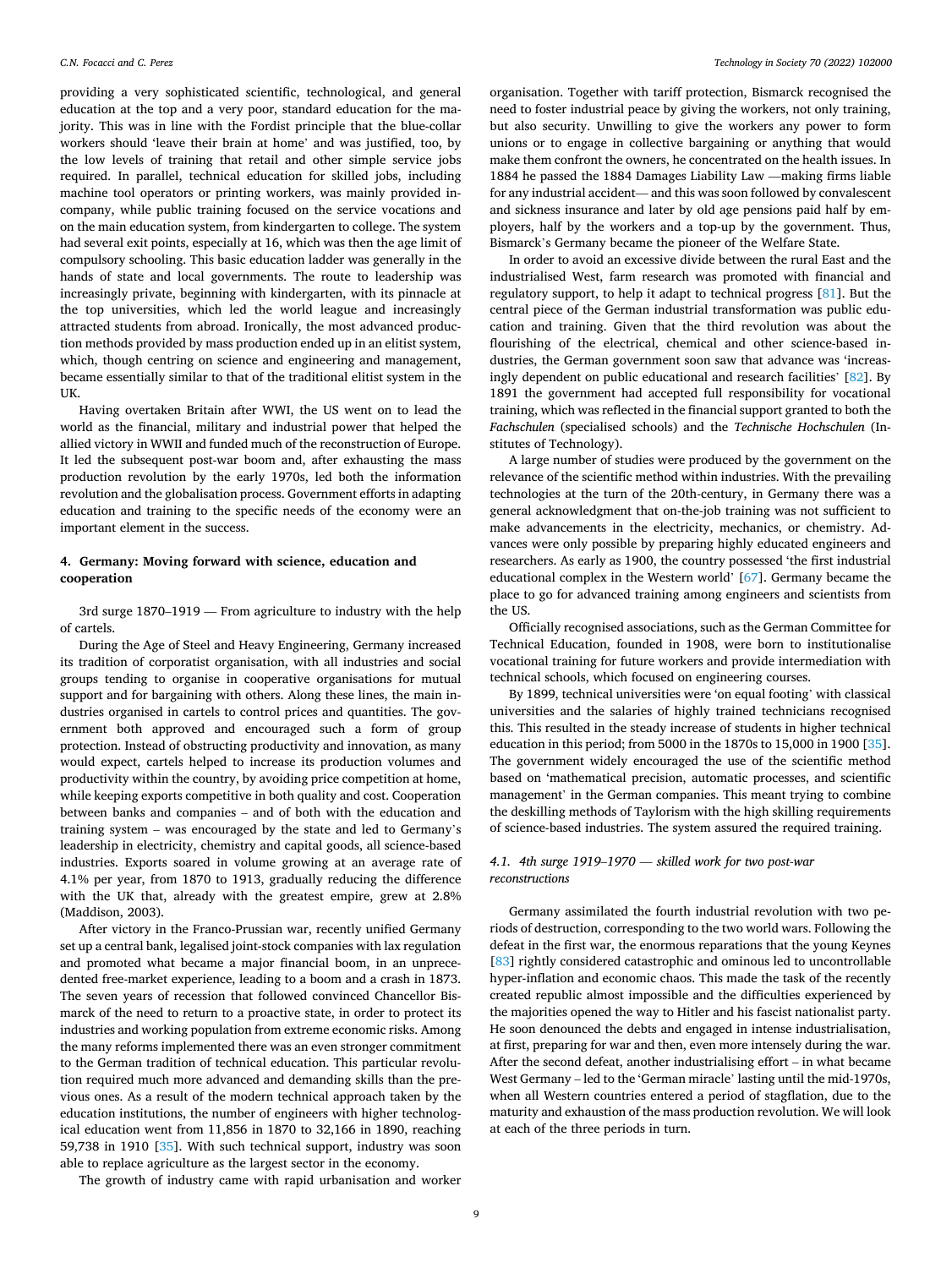providing a very sophisticated scientific, technological, and general education at the top and a very poor, standard education for the majority. This was in line with the Fordist principle that the blue-collar workers should 'leave their brain at home' and was justified, too, by the low levels of training that retail and other simple service jobs required. In parallel, technical education for skilled jobs, including machine tool operators or printing workers, was mainly provided in-company, while public training focused on the service vocations and on the main education system, from kindergarten to college. The system had several exit points, especially at 16, which was then the age limit of compulsory schooling. This basic education ladder was generally in the hands of state and local governments. The route to leadership was increasingly private, beginning with kindergarten, with its pinnacle at the top universities, which led the world league and increasingly attracted students from abroad. Ironically, the most advanced production methods provided by mass production ended up in an elitist system, which, though centring on science and engineering and management, became essentially similar to that of the traditional elitist system in the UK.

Having overtaken Britain after WWI, the US went on to lead the world as the financial, military and industrial power that helped the allied victory in WWII and funded much of the reconstruction of Europe. It led the subsequent post-war boom and, after exhausting the mass production revolution by the early 1970s, led both the information revolution and the globalisation process. Government efforts in adapting education and training to the specific needs of the economy were an important element in the success.

## 4. Germany: Moving forward with science, education and cooperation

3rd surge 1870–1919 — From agriculture to industry with the help of cartels.

During the Age of Steel and Heavy Engineering, Germany increased its tradition of corporatist organisation, with all industries and social groups tending to organise in cooperative organisations for mutual support and for bargaining with others. Along these lines, the main industries organised in cartels to control prices and quantities. The government both approved and encouraged such a form of group protection. Instead of obstructing productivity and innovation, as many would expect, cartels helped to increase its production volumes and productivity within the country, by avoiding price competition at home, while keeping exports competitive in both quality and cost. Cooperation between banks and companies – and of both with the education and training system – was encouraged by the state and led to Germany's leadership in electricity, chemistry and capital goods, all science-based industries. Exports soared in volume growing at an average rate of 4.1% per year, from 1870 to 1913, gradually reducing the difference with the UK that, already with the greatest empire, grew at 2.8% (Maddison, 2003).

After victory in the Franco-Prussian war, recently unified Germany set up a central bank, legalised joint-stock companies with lax regulation and promoted what became a major financial boom, in an unprecedented free-market experience, leading to a boom and a crash in 1873. The seven years of recession that followed convinced Chancellor Bismarck of the need to return to a proactive state, in order to protect its industries and working population from extreme economic risks. Among the many reforms implemented there was an even stronger commitment to the German tradition of technical education. This particular revolution required much more advanced and demanding skills than the previous ones. As a result of the modern technical approach taken by the education institutions, the number of engineers with higher technological education went from 11,856 in 1870 to 32,166 in 1890, reaching 59,738 in 1910 [35]. With such technical support, industry was soon able to replace agriculture as the largest sector in the economy.

The growth of industry came with rapid urbanisation and worker organisation. Together with tariff protection, Bismarck recognised the need to foster industrial peace by giving the workers, not only training, but also security. Unwilling to give the workers any power to form unions or to engage in collective bargaining or anything that would make them confront the owners, he concentrated on the health issues. In 1884 he passed the 1884 Damages Liability Law —making firms liable for any industrial accident— and this was soon followed by convalescent and sickness insurance and later by old age pensions paid half by employers, half by the workers and a top-up by the government. Thus, Bismarck's Germany became the pioneer of the Welfare State.

In order to avoid an excessive divide between the rural East and the industrialised West, farm research was promoted with financial and regulatory support, to help it adapt to technical progress [81]. But the central piece of the German industrial transformation was public education and training. Given that the third revolution was about the flourishing of the electrical, chemical and other science-based industries, the German government soon saw that advance was 'increasingly dependent on public educational and research facilities' [82]. By 1891 the government had accepted full responsibility for vocational training, which was reflected in the financial support granted to both the *Fachschulen* (specialised schools) and the *Technische Hochschulen* (Institutes of Technology).

A large number of studies were produced by the government on the relevance of the scientific method within industries. With the prevailing technologies at the turn of the 20th-century, in Germany there was a general acknowledgment that on-the-job training was not sufficient to make advancements in the electricity, mechanics, or chemistry. Advances were only possible by preparing highly educated engineers and researchers. As early as 1900, the country possessed 'the first industrial educational complex in the Western world' [67]. Germany became the place to go for advanced training among engineers and scientists from the US.

Officially recognised associations, such as the German Committee for Technical Education, founded in 1908, were born to institutionalise vocational training for future workers and provide intermediation with technical schools, which focused on engineering courses.

By 1899, technical universities were 'on equal footing' with classical universities and the salaries of highly trained technicians recognised this. This resulted in the steady increase of students in higher technical education in this period; from 5000 in the 1870s to 15,000 in 1900 [35]. The government widely encouraged the use of the scientific method based on 'mathematical precision, automatic processes, and scientific management' in the German companies. This meant trying to combine the deskilling methods of Taylorism with the high skilling requirements of science-based industries. The system assured the required training.

### 4.1. 4th surge 1919–1970 — skilled work for two post-war reconstructions

Germany assimilated the fourth industrial revolution with two periods of destruction, corresponding to the two world wars. Following the defeat in the first war, the enormous reparations that the young Keynes [83] rightly considered catastrophic and ominous led to uncontrollable hyper-inflation and economic chaos. This made the task of the recently created republic almost impossible and the difficulties experienced by the majorities opened the way to Hitler and his fascist nationalist party. He soon denounced the debts and engaged in intense industrialisation, at first, preparing for war and then, even more intensely during the war. After the second defeat, another industrialising effort – in what became West Germany – led to the 'German miracle' lasting until the mid-1970s, when all Western countries entered a period of stagflation, due to the maturity and exhaustion of the mass production revolution. We will look at each of the three periods in turn.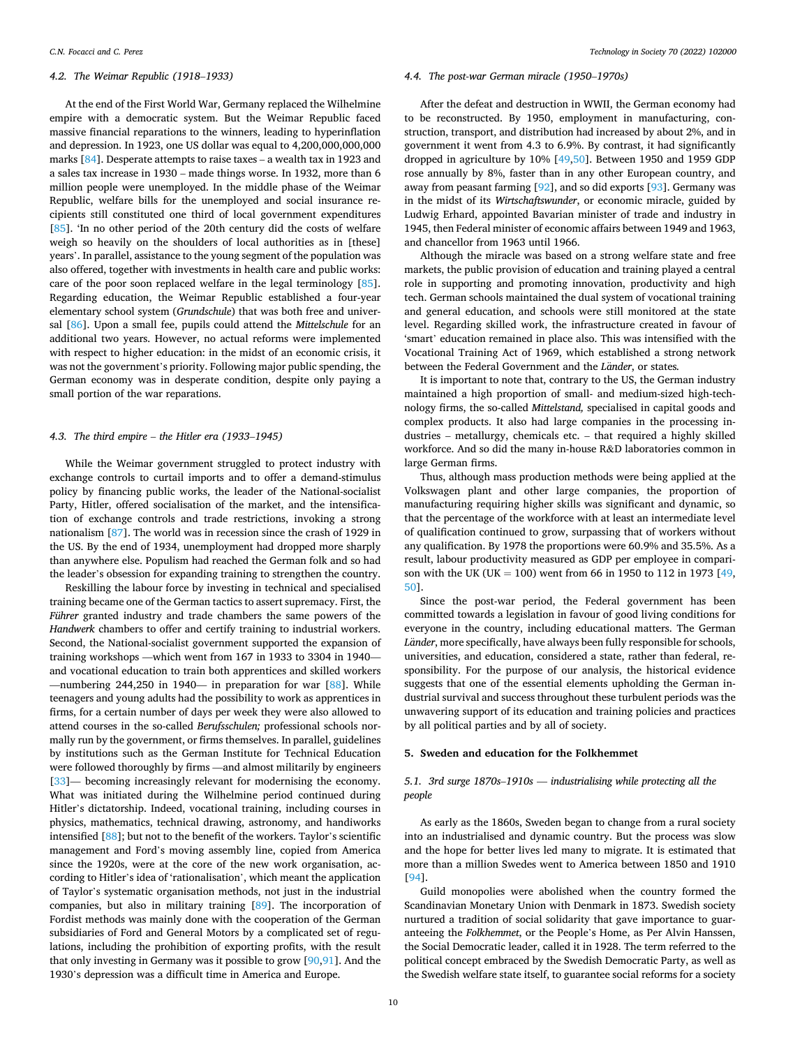### 4.2. The Weimar Republic (1918–1933)

At the end of the First World War, Germany replaced the Wilhelmine empire with a democratic system. But the Weimar Republic faced massive financial reparations to the winners, leading to hyperinflation and depression. In 1923, one US dollar was equal to 4,200,000,000,000 marks [84]. Desperate attempts to raise taxes – a wealth tax in 1923 and a sales tax increase in 1930 – made things worse. In 1932, more than 6 million people were unemployed. In the middle phase of the Weimar Republic, welfare bills for the unemployed and social insurance recipients still constituted one third of local government expenditures [85]. 'In no other period of the 20th century did the costs of welfare weigh so heavily on the shoulders of local authorities as in [these] years'. In parallel, assistance to the young segment of the population was also offered, together with investments in health care and public works: care of the poor soon replaced welfare in the legal terminology [85]. Regarding education, the Weimar Republic established a four-year elementary school system (*Grundschule*) that was both free and universal [86]. Upon a small fee, pupils could attend the *Mittelschule* for an additional two years. However, no actual reforms were implemented with respect to higher education: in the midst of an economic crisis, it was not the government's priority. Following major public spending, the German economy was in desperate condition, despite only paying a small portion of the war reparations.

### 4.3. The third empire – the Hitler era (1933–1945)

While the Weimar government struggled to protect industry with exchange controls to curtail imports and to offer a demand-stimulus policy by financing public works, the leader of the National-socialist Party, Hitler, offered socialisation of the market, and the intensification of exchange controls and trade restrictions, invoking a strong nationalism [87]. The world was in recession since the crash of 1929 in the US. By the end of 1934, unemployment had dropped more sharply than anywhere else. Populism had reached the German folk and so had the leader's obsession for expanding training to strengthen the country.

Reskilling the labour force by investing in technical and specialised training became one of the German tactics to assert supremacy. First, the *Führer* granted industry and trade chambers the same powers of the *Handwerk* chambers to offer and certify training to industrial workers. Second, the National-socialist government supported the expansion of training workshops —which went from 167 in 1933 to 3304 in 1940— and vocational education to train both apprentices and skilled workers —numbering 244,250 in 1940— in preparation for war [88]. While teenagers and young adults had the possibility to work as apprentices in firms, for a certain number of days per week they were also allowed to attend courses in the so-called *Berufsschulen;* professional schools normally run by the government, or firms themselves. In parallel, guidelines by institutions such as the German Institute for Technical Education were followed thoroughly by firms —and almost militarily by engineers [33]— becoming increasingly relevant for modernising the economy. What was initiated during the Wilhelmine period continued during Hitler's dictatorship. Indeed, vocational training, including courses in physics, mathematics, technical drawing, astronomy, and handiworks intensified [88]; but not to the benefit of the workers. Taylor's scientific management and Ford's moving assembly line, copied from America since the 1920s, were at the core of the new work organisation, according to Hitler's idea of 'rationalisation', which meant the application of Taylor's systematic organisation methods, not just in the industrial companies, but also in military training [89]. The incorporation of Fordist methods was mainly done with the cooperation of the German subsidiaries of Ford and General Motors by a complicated set of regulations, including the prohibition of exporting profits, with the result that only investing in Germany was it possible to grow [90,91]. And the 1930's depression was a difficult time in America and Europe.

### 4.4. The post-war German miracle (1950–1970s)

After the defeat and destruction in WWII, the German economy had to be reconstructed. By 1950, employment in manufacturing, construction, transport, and distribution had increased by about 2%, and in government it went from 4.3 to 6.9%. By contrast, it had significantly dropped in agriculture by 10% [49,50]. Between 1950 and 1959 GDP rose annually by 8%, faster than in any other European country, and away from peasant farming [92], and so did exports [93]. Germany was in the midst of its *Wirtschaftswunder*, or economic miracle, guided by Ludwig Erhard, appointed Bavarian minister of trade and industry in 1945, then Federal minister of economic affairs between 1949 and 1963, and chancellor from 1963 until 1966.

Although the miracle was based on a strong welfare state and free markets, the public provision of education and training played a central role in supporting and promoting innovation, productivity and high tech. German schools maintained the dual system of vocational training and general education, and schools were still monitored at the state level. Regarding skilled work, the infrastructure created in favour of 'smart' education remained in place also. This was intensified with the Vocational Training Act of 1969, which established a strong network between the Federal Government and the *Länder*, or states.

It is important to note that, contrary to the US, the German industry maintained a high proportion of small- and medium-sized high-technology firms, the so-called *Mittelstand,* specialised in capital goods and complex products. It also had large companies in the processing industries – metallurgy, chemicals etc. – that required a highly skilled workforce. And so did the many in-house R&D laboratories common in large German firms.

Thus, although mass production methods were being applied at the Volkswagen plant and other large companies, the proportion of manufacturing requiring higher skills was significant and dynamic, so that the percentage of the workforce with at least an intermediate level of qualification continued to grow, surpassing that of workers without any qualification. By 1978 the proportions were 60.9% and 35.5%. As a result, labour productivity measured as GDP per employee in comparison with the UK (UK = 100) went from 66 in 1950 to 112 in 1973 [49,50].

Since the post-war period, the Federal government has been committed towards a legislation in favour of good living conditions for everyone in the country, including educational matters. The German *Länder*, more specifically, have always been fully responsible for schools, universities, and education, considered a state, rather than federal, responsibility. For the purpose of our analysis, the historical evidence suggests that one of the essential elements upholding the German industrial survival and success throughout these turbulent periods was the unwavering support of its education and training policies and practices by all political parties and by all of society.

## 5. Sweden and education for the Folkhemmet

### 5.1. 3rd surge 1870s–1910s — industrialising while protecting all the people

As early as the 1860s, Sweden began to change from a rural society into an industrialised and dynamic country. But the process was slow and the hope for better lives led many to migrate. It is estimated that more than a million Swedes went to America between 1850 and 1910 [94].

Guild monopolies were abolished when the country formed the Scandinavian Monetary Union with Denmark in 1873. Swedish society nurtured a tradition of social solidarity that gave importance to guaranteeing the *Folkhemmet,* or the People's Home, as Per Alvin Hanssen, the Social Democratic leader, called it in 1928. The term referred to the political concept embraced by the Swedish Democratic Party, as well as the Swedish welfare state itself, to guarantee social reforms for a society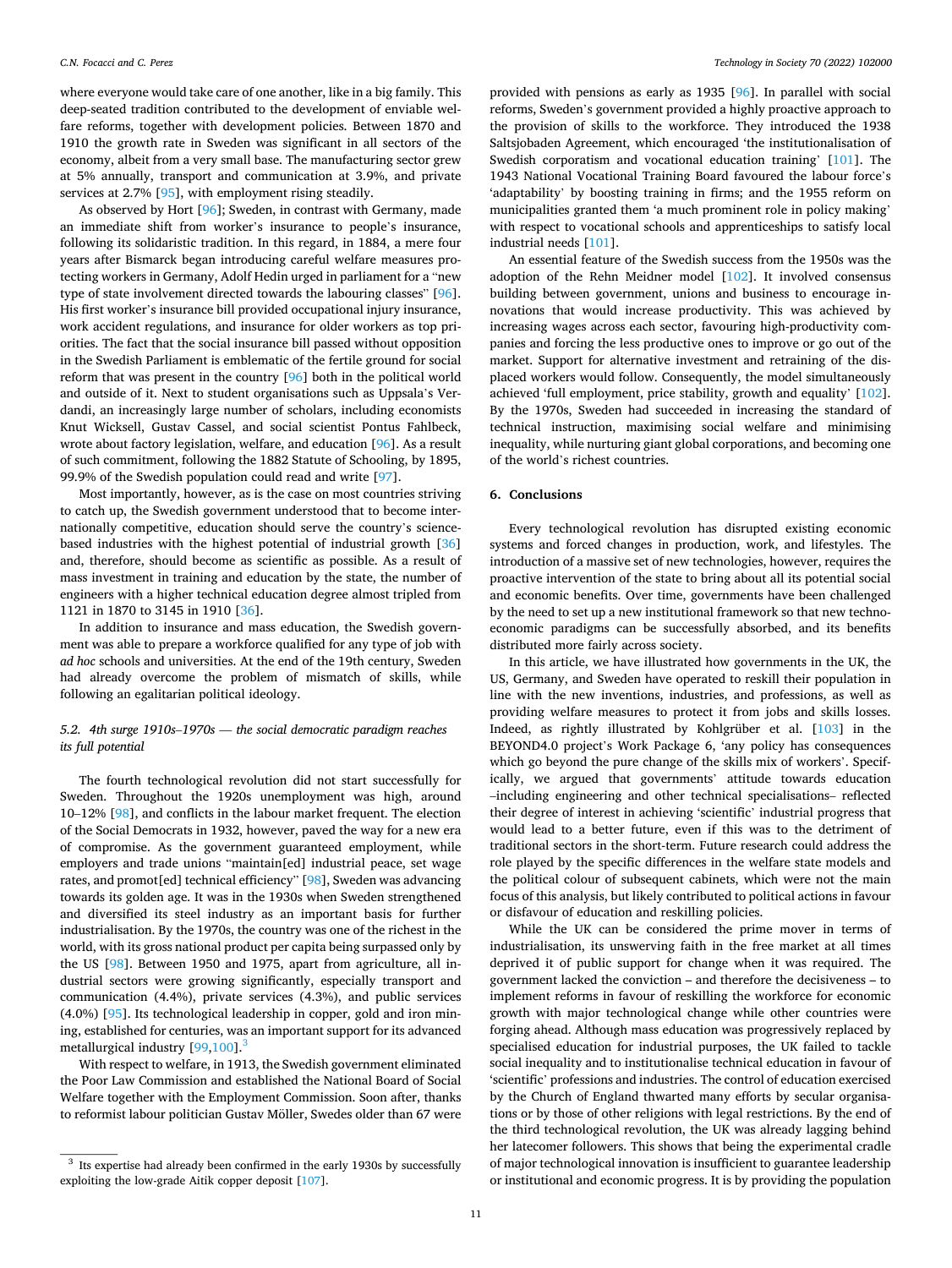where everyone would take care of one another, like in a big family. This deep-seated tradition contributed to the development of enviable welfare reforms, together with development policies. Between 1870 and 1910 the growth rate in Sweden was significant in all sectors of the economy, albeit from a very small base. The manufacturing sector grew at 5% annually, transport and communication at 3.9%, and private services at 2.7% [95], with employment rising steadily.

As observed by Hort [96]; Sweden, in contrast with Germany, made an immediate shift from worker's insurance to people's insurance, following its solidaristic tradition. In this regard, in 1884, a mere four years after Bismarck began introducing careful welfare measures protecting workers in Germany, Adolf Hedin urged in parliament for a "new type of state involvement directed towards the labouring classes" [96]. His first worker's insurance bill provided occupational injury insurance, work accident regulations, and insurance for older workers as top priorities. The fact that the social insurance bill passed without opposition in the Swedish Parliament is emblematic of the fertile ground for social reform that was present in the country [96] both in the political world and outside of it. Next to student organisations such as Uppsala's Verdandi, an increasingly large number of scholars, including economists Knut Wicksell, Gustav Cassel, and social scientist Pontus Fahlbeck, wrote about factory legislation, welfare, and education [96]. As a result of such commitment, following the 1882 Statute of Schooling, by 1895, 99.9% of the Swedish population could read and write [97].

Most importantly, however, as is the case on most countries striving to catch up, the Swedish government understood that to become internationally competitive, education should serve the country's science-based industries with the highest potential of industrial growth [36] and, therefore, should become as scientific as possible. As a result of mass investment in training and education by the state, the number of engineers with a higher technical education degree almost tripled from 1121 in 1870 to 3145 in 1910 [36].

In addition to insurance and mass education, the Swedish government was able to prepare a workforce qualified for any type of job with *ad hoc* schools and universities. At the end of the 19th century, Sweden had already overcome the problem of mismatch of skills, while following an egalitarian political ideology.

### 5.2. 4th surge 1910s–1970s — the social democratic paradigm reaches its full potential

The fourth technological revolution did not start successfully for Sweden. Throughout the 1920s unemployment was high, around 10–12% [98], and conflicts in the labour market frequent. The election of the Social Democrats in 1932, however, paved the way for a new era of compromise. As the government guaranteed employment, while employers and trade unions "maintain[ed] industrial peace, set wage rates, and promot[ed] technical efficiency" [98], Sweden was advancing towards its golden age. It was in the 1930s when Sweden strengthened and diversified its steel industry as an important basis for further industrialisation. By the 1970s, the country was one of the richest in the world, with its gross national product per capita being surpassed only by the US [98]. Between 1950 and 1975, apart from agriculture, all industrial sectors were growing significantly, especially transport and communication (4.4%), private services (4.3%), and public services (4.0%) [95]. Its technological leadership in copper, gold and iron mining, established for centuries, was an important support for its advanced metallurgical industry [99,100].[3]

With respect to welfare, in 1913, the Swedish government eliminated the Poor Law Commission and established the National Board of Social Welfare together with the Employment Commission. Soon after, thanks to reformist labour politician Gustav Möller, Swedes older than 67 were provided with pensions as early as 1935 [96]. In parallel with social reforms, Sweden's government provided a highly proactive approach to the provision of skills to the workforce. They introduced the 1938 Saltsjobaden Agreement, which encouraged 'the institutionalisation of Swedish corporatism and vocational education training' [101]. The 1943 National Vocational Training Board favoured the labour force's 'adaptability' by boosting training in firms; and the 1955 reform on municipalities granted them 'a much prominent role in policy making' with respect to vocational schools and apprenticeships to satisfy local industrial needs [101].

An essential feature of the Swedish success from the 1950s was the adoption of the Rehn Meidner model [102]. It involved consensus building between government, unions and business to encourage innovations that would increase productivity. This was achieved by increasing wages across each sector, favouring high-productivity companies and forcing the less productive ones to improve or go out of the market. Support for alternative investment and retraining of the displaced workers would follow. Consequently, the model simultaneously achieved 'full employment, price stability, growth and equality' [102]. By the 1970s, Sweden had succeeded in increasing the standard of technical instruction, maximising social welfare and minimising inequality, while nurturing giant global corporations, and becoming one of the world's richest countries.

## 6. Conclusions

Every technological revolution has disrupted existing economic systems and forced changes in production, work, and lifestyles. The introduction of a massive set of new technologies, however, requires the proactive intervention of the state to bring about all its potential social and economic benefits. Over time, governments have been challenged by the need to set up a new institutional framework so that new techno-economic paradigms can be successfully absorbed, and its benefits distributed more fairly across society.

In this article, we have illustrated how governments in the UK, the US, Germany, and Sweden have operated to reskill their population in line with the new inventions, industries, and professions, as well as providing welfare measures to protect it from jobs and skills losses. Indeed, as rightly illustrated by Kohlgrüber et al. [103] in the BEYOND4.0 project's Work Package 6, 'any policy has consequences which go beyond the pure change of the skills mix of workers'. Specifically, we argued that governments' attitude towards education –including engineering and other technical specialisations– reflected their degree of interest in achieving 'scientific' industrial progress that would lead to a better future, even if this was to the detriment of traditional sectors in the short-term. Future research could address the role played by the specific differences in the welfare state models and the political colour of subsequent cabinets, which were not the main focus of this analysis, but likely contributed to political actions in favour or disfavour of education and reskilling policies.

While the UK can be considered the prime mover in terms of industrialisation, its unswerving faith in the free market at all times deprived it of public support for change when it was required. The government lacked the conviction – and therefore the decisiveness – to implement reforms in favour of reskilling the workforce for economic growth with major technological change while other countries were forging ahead. Although mass education was progressively replaced by specialised education for industrial purposes, the UK failed to tackle social inequality and to institutionalise technical education in favour of 'scientific' professions and industries. The control of education exercised by the Church of England thwarted many efforts by secular organisations or by those of other religions with legal restrictions. By the end of the third technological revolution, the UK was already lagging behind her latecomer followers. This shows that being the experimental cradle of major technological innovation is insufficient to guarantee leadership or institutional and economic progress. It is by providing the population

[3] Its expertise had already been confirmed in the early 1930s by successfully exploiting the low-grade Aitik copper deposit [107].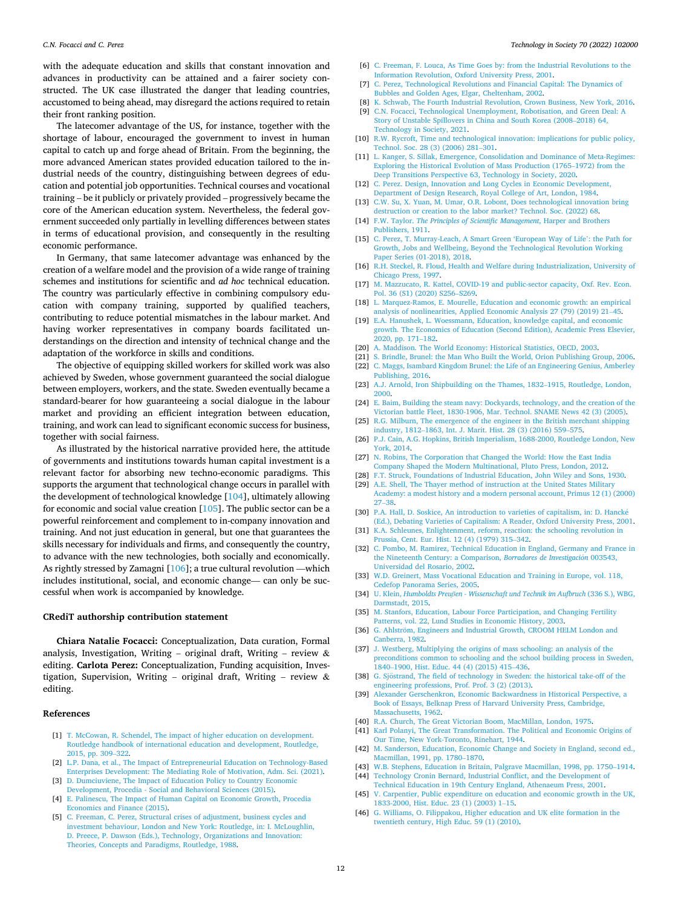with the adequate education and skills that constant innovation and advances in productivity can be attained and a fairer society constructed. The UK case illustrated the danger that leading countries, accustomed to being ahead, may disregard the actions required to retain their front ranking position.

The latecomer advantage of the US, for instance, together with the shortage of labour, encouraged the government to invest in human capital to catch up and forge ahead of Britain. From the beginning, the more advanced American states provided education tailored to the industrial needs of the country, distinguishing between degrees of education and potential job opportunities. Technical courses and vocational training – be it publicly or privately provided – progressively became the core of the American education system. Nevertheless, the federal government succeeded only partially in levelling differences between states in terms of educational provision, and consequently in the resulting economic performance.

In Germany, that same latecomer advantage was enhanced by the creation of a welfare model and the provision of a wide range of training schemes and institutions for scientific and *ad hoc* technical education. The country was particularly effective in combining compulsory education with company training, supported by qualified teachers, contributing to reduce potential mismatches in the labour market. And having worker representatives in company boards facilitated understandings on the direction and intensity of technical change and the adaptation of the workforce in skills and conditions.

The objective of equipping skilled workers for skilled work was also achieved by Sweden, whose government guaranteed the social dialogue between employers, workers, and the state. Sweden eventually became a standard-bearer for how guaranteeing a social dialogue in the labour market and providing an efficient integration between education, training, and work can lead to significant economic success for business, together with social fairness.

As illustrated by the historical narrative provided here, the attitude of governments and institutions towards human capital investment is a relevant factor for absorbing new techno-economic paradigms. This supports the argument that technological change occurs in parallel with the development of technological knowledge [104], ultimately allowing for economic and social value creation [105]. The public sector can be a powerful reinforcement and complement to in-company innovation and training. And not just education in general, but one that guarantees the skills necessary for individuals and firms, and consequently the country, to advance with the new technologies, both socially and economically. As rightly stressed by Zamagni [106]; a true cultural revolution —which includes institutional, social, and economic change— can only be successful when work is accompanied by knowledge.

## CRediT authorship contribution statement

**Chiara Natalie Focacci:** Conceptualization, Data curation, Formal analysis, Investigation, Writing – original draft, Writing – review & editing. **Carlota Perez:** Conceptualization, Funding acquisition, Investigation, Supervision, Writing – original draft, Writing – review & editing.

## References

[1] T. McCowan, R. Schendel, The impact of higher education on development. Routledge handbook of international education and development, Routledge, 2015, pp. 309–322.

[2] L.P. Dana, et al., The Impact of Entrepreneurial Education on Technology-Based Enterprises Development: The Mediating Role of Motivation, Adm. Sci. (2021).

[3] D. Dumciuviene, The Impact of Education Policy to Country Economic Development, Procedia - Social and Behavioral Sciences (2015).

[4] E. Palinescu, The Impact of Human Capital on Economic Growth, Procedia Economics and Finance (2015).

[5] C. Freeman, C. Perez, Structural crises of adjustment, business cycles and investment behaviour, London and New York: Routledge, in: I. McLoughlin, D. Preece, P. Dawson (Eds.), Technology, Organizations and Innovation: Theories, Concepts and Paradigms, Routledge, 1988.

[6] C. Freeman, F. Louca, As Time Goes by: from the Industrial Revolutions to the Information Revolution, Oxford University Press, 2001.

[7] C. Perez, Technological Revolutions and Financial Capital: The Dynamics of Bubbles and Golden Ages, Elgar, Cheltenham, 2002.

[8] K. Schwab, The Fourth Industrial Revolution, Crown Business, New York, 2016.

[9] C.N. Focacci, Technological Unemployment, Robotisation, and Green Deal: A Story of Unstable Spillovers in China and South Korea (2008–2018) 64, Technology in Society, 2021.

[10] R.W. Rycroft, Time and technological innovation: implications for public policy, Technol. Soc. 28 (3) (2006) 281–301.

[11] L. Kanger, S. Sillak, Emergence, Consolidation and Dominance of Meta-Regimes: Exploring the Historical Evolution of Mass Production (1765–1972) from the Deep Transitions Perspective 63, Technology in Society, 2020.

[12] C. Perez. Design, Innovation and Long Cycles in Economic Development, Department of Design Research, Royal College of Art, London, 1984.

[13] C.W. Su, X. Yuan, M. Umar, O.R. Lobont, Does technological innovation bring destruction or creation to the labor market? Technol. Soc. (2022) 68.

[14] F.W. Taylor. *The Principles of Scientific Management*, Harper and Brothers Publishers, 1911.

[15] C. Perez, T. Murray-Leach, A Smart Green 'European Way of Life': the Path for Growth, Jobs and Wellbeing, Beyond the Technological Revolution Working Paper Series (01-2018), 2018.

[16] R.H. Steckel, R. Floud, Health and Welfare during Industrialization, University of Chicago Press, 1997.

[17] M. Mazzucato, R. Kattel, COVID-19 and public-sector capacity, Oxf. Rev. Econ. Pol. 36 (S1) (2020) S256–S269.

[18] L. Marquez-Ramos, E. Mourelle, Education and economic growth: an empirical analysis of nonlinearities, Applied Economic Analysis 27 (79) (2019) 21–45.

[19] E.A. Hanushek, L. Woessmann, Education, knowledge capital, and economic growth. The Economics of Education (Second Edition), Academic Press Elsevier, 2020, pp. 171–182.

[20] A. Maddison. The World Economy: Historical Statistics, OECD, 2003.

[21] S. Brindle, Brunel: the Man Who Built the World, Orion Publishing Group, 2006.

[22] C. Maggs, Isambard Kingdom Brunel: the Life of an Engineering Genius, Amberley Publishing, 2016.

[23] A.J. Arnold, Iron Shipbuilding on the Thames, 1832–1915, Routledge, London, 2000.

[24] E. Baim, Building the steam navy: Dockyards, technology, and the creation of the Victorian battle Fleet, 1830-1906, Mar. Technol. SNAME News 42 (3) (2005).

[25] R.G. Milburn, The emergence of the engineer in the British merchant shipping industry, 1812–1863, Int. J. Marit. Hist. 28 (3) (2016) 559–575.

[26] P.J. Cain, A.G. Hopkins, British Imperialism, 1688-2000, Routledge London, New York, 2014.

[27] N. Robins, The Corporation that Changed the World: How the East India Company Shaped the Modern Multinational, Pluto Press, London, 2012.

[28] F.T. Struck, Foundations of Industrial Education, John Wiley and Sons, 1930.

[29] A.E. Shell, The Thayer method of instruction at the United States Military Academy: a modest history and a modern personal account, Primus 12 (1) (2000) 27–38.

[30] P.A. Hall, D. Soskice, An introduction to varieties of capitalism, in: D. Hancké (Ed.), Debating Varieties of Capitalism: A Reader, Oxford University Press, 2001.

[31] K.A. Schleunes, Enlightenment, reform, reaction: the schooling revolution in Prussia, Cent. Eur. Hist. 12 (4) (1979) 315–342.

[32] C. Pombo, M. Ramirez, Technical Education in England, Germany and France in the Nineteenth Century: a Comparison, *Borradores de Investigación* 003543, Universidad del Rosario, 2002.

[33] W.D. Greinert, Mass Vocational Education and Training in Europe, vol. 118, Cedefop Panorama Series, 2005.

[34] U. Klein, *Humboldts Preußen - Wissenschaft und Technik im Aufbruch* (336 S.), WBG, Darmstadt, 2015.

[35] M. Stanfors, Education, Labour Force Participation, and Changing Fertility Patterns, vol. 22, Lund Studies in Economic History, 2003.

[36] G. Ahlström, Engineers and Industrial Growth, CROOM HELM London and Canberra, 1982.

[37] J. Westberg, Multiplying the origins of mass schooling: an analysis of the preconditions common to schooling and the school building process in Sweden, 1840–1900, Hist. Educ. 44 (4) (2015) 415–436.

[38] G. Sjöstrand, The field of technology in Sweden: the historical take-off of the engineering professions, Prof. Prof. 3 (2) (2013).

[39] Alexander Gerschenkron, Economic Backwardness in Historical Perspective, a Book of Essays, Belknap Press of Harvard University Press, Cambridge, Massachusetts, 1962.

[40] R.A. Church, The Great Victorian Boom, MacMillan, London, 1975.

[41] Karl Polanyi, The Great Transformation. The Political and Economic Origins of Our Time, New York-Toronto, Rinehart, 1944.

[42] M. Sanderson, Education, Economic Change and Society in England, second ed., Macmillan, 1991, pp. 1780–1870.

[43] W.B. Stephens, Education in Britain, Palgrave Macmillan, 1998, pp. 1750–1914.

[44] Technology Cronin Bernard, Industrial Conflict, and the Development of Technical Education in 19th Century England, Athenaeum Press, 2001.

[45] V. Carpentier, Public expenditure on education and economic growth in the UK, 1833-2000, Hist. Educ. 23 (1) (2003) 1–15.

[46] G. Williams, O. Filippakou, Higher education and UK elite formation in the twentieth century, High Educ. 59 (1) (2010).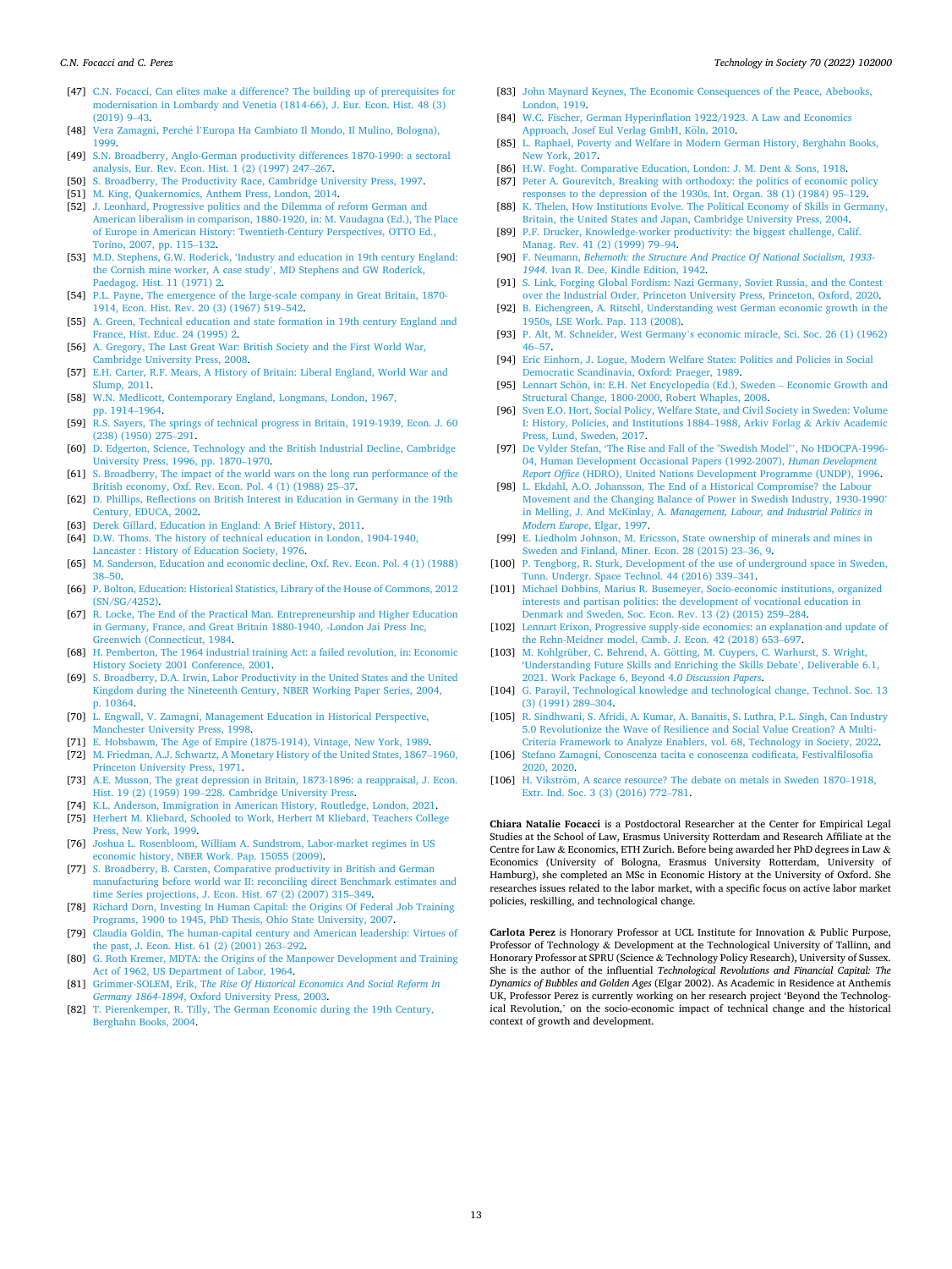[47] C.N. Focacci, Can elites make a difference? The building up of prerequisites for modernisation in Lombardy and Venetia (1814-66), J. Eur. Econ. Hist. 48 (3) (2019) 9–43.

[48] Vera Zamagni, Perché l'Europa Ha Cambiato Il Mondo, Il Mulino, Bologna), 1999.

[49] S.N. Broadberry, Anglo-German productivity differences 1870-1990: a sectoral analysis, Eur. Rev. Econ. Hist. 1 (2) (1997) 247–267.

[50] S. Broadberry, The Productivity Race, Cambridge University Press, 1997.

[51] M. King, Quakernomics, Anthem Press, London, 2014.

[52] J. Leonhard, Progressive politics and the Dilemma of reform German and American liberalism in comparison, 1880-1920, in: M. Vaudagna (Ed.), The Place of Europe in American History: Twentieth-Century Perspectives, OTTO Ed., Torino, 2007, pp. 115–132.

[53] M.D. Stephens, G.W. Roderick, 'Industry and education in 19th century England: the Cornish mine worker, A case study', MD Stephens and GW Roderick, Paedagog. Hist. 11 (1971) 2.

[54] P.L. Payne, The emergence of the large-scale company in Great Britain, 1870-1914, Econ. Hist. Rev. 20 (3) (1967) 519–542.

[55] A. Green, Technical education and state formation in 19th century England and France, Hist. Educ. 24 (1995) 2.

[56] A. Gregory, The Last Great War: British Society and the First World War, Cambridge University Press, 2008.

[57] E.H. Carter, R.F. Mears, A History of Britain: Liberal England, World War and Slump, 2011.

[58] W.N. Medlicott, Contemporary England, Longmans, London, 1967, pp. 1914–1964.

[59] R.S. Sayers, The springs of technical progress in Britain, 1919-1939, Econ. J. 60 (238) (1950) 275–291.

[60] D. Edgerton, Science, Technology and the British Industrial Decline, Cambridge University Press, 1996, pp. 1870–1970.

[61] S. Broadberry, The impact of the world wars on the long run performance of the British economy, Oxf. Rev. Econ. Pol. 4 (1) (1988) 25–37.

[62] D. Phillips, Reflections on British Interest in Education in Germany in the 19th Century, EDUCA, 2002.

[63] Derek Gillard, Education in England: A Brief History, 2011.

[64] D.W. Thoms. The history of technical education in London, 1904-1940, Lancaster : History of Education Society, 1976.

[65] M. Sanderson, Education and economic decline, Oxf. Rev. Econ. Pol. 4 (1) (1988) 38–50.

[66] P. Bolton, Education: Historical Statistics, Library of the House of Commons, 2012 (SN/SG/4252).

[67] R. Locke, The End of the Practical Man. Entrepreneurship and Higher Education in Germany, France, and Great Britain 1880-1940, -London Jai Press Inc, Greenwich (Connecticut, 1984.

[68] H. Pemberton, The 1964 industrial training Act: a failed revolution, in: Economic History Society 2001 Conference, 2001.

[69] S. Broadberry, D.A. Irwin, Labor Productivity in the United States and the United Kingdom during the Nineteenth Century, NBER Working Paper Series, 2004, p. 10364.

[70] L. Engwall, V. Zamagni, Management Education in Historical Perspective, Manchester University Press, 1998.

[71] E. Hobsbawm, The Age of Empire (1875-1914), Vintage, New York, 1989.

[72] M. Friedman, A.J. Schwartz, A Monetary History of the United States, 1867–1960, Princeton University Press, 1971.

[73] A.E. Musson, The great depression in Britain, 1873-1896: a reappraisal, J. Econ. Hist. 19 (2) (1959) 199–228. Cambridge University Press.

[74] K.L. Anderson, Immigration in American History, Routledge, London, 2021.

[75] Herbert M. Kliebard, Schooled to Work, Herbert M Kliebard, Teachers College Press, New York, 1999.

[76] Joshua L. Rosenbloom, William A. Sundstrom, Labor-market regimes in US economic history, NBER Work. Pap. 15055 (2009).

[77] S. Broadberry, B. Carsten, Comparative productivity in British and German manufacturing before world war II: reconciling direct Benchmark estimates and time Series projections, J. Econ. Hist. 67 (2) (2007) 315–349.

[78] Richard Dorn, Investing In Human Capital: the Origins Of Federal Job Training Programs, 1900 to 1945, PhD Thesis, Ohio State University, 2007.

[79] Claudia Goldin, The human-capital century and American leadership: Virtues of the past, J. Econ. Hist. 61 (2) (2001) 263–292.

[80] G. Roth Kremer, MDTA: the Origins of the Manpower Development and Training Act of 1962, US Department of Labor, 1964.

[81] Grimmer-SOLEM, Erik, *The Rise Of Historical Economics And Social Reform In Germany 1864-1894*, Oxford University Press, 2003.

[82] T. Pierenkemper, R. Tilly, The German Economic during the 19th Century, Berghahn Books, 2004.

[83] John Maynard Keynes, The Economic Consequences of the Peace, Abebooks, London, 1919.

[84] W.C. Fischer, German Hyperinflation 1922/1923. A Law and Economics Approach, Josef Eul Verlag GmbH, Köln, 2010.

[85] L. Raphael, Poverty and Welfare in Modern German History, Berghahn Books, New York, 2017.

[86] H.W. Foght. Comparative Education, London: J. M. Dent & Sons, 1918.

[87] Peter A. Gourevitch, Breaking with orthodoxy: the politics of economic policy responses to the depression of the 1930s, Int. Organ. 38 (1) (1984) 95–129.

[88] K. Thelen, How Institutions Evolve. The Political Economy of Skills in Germany, Britain, the United States and Japan, Cambridge University Press, 2004.

[89] P.F. Drucker, Knowledge-worker productivity: the biggest challenge, Calif. Manag. Rev. 41 (2) (1999) 79–94.

[90] F. Neumann, *Behemoth: the Structure And Practice Of National Socialism, 1933-1944*. Ivan R. Dee, Kindle Edition, 1942.

[91] S. Link, Forging Global Fordism: Nazi Germany, Soviet Russia, and the Contest over the Industrial Order, Princeton University Press, Princeton, Oxford, 2020.

[92] B. Eichengreen, A. Ritschl, Understanding west German economic growth in the 1950s, LSE Work. Pap. 113 (2008).

[93] P. Alt, M. Schneider, West Germany's economic miracle, Sci. Soc. 26 (1) (1962) 46–57.

[94] Eric Einhorn, J. Logue, Modern Welfare States: Politics and Policies in Social Democratic Scandinavia, Oxford: Praeger, 1989.

[95] Lennart Schön, in: E.H. Net Encyclopedia (Ed.), Sweden – Economic Growth and Structural Change, 1800-2000, Robert Whaples, 2008.

[96] Sven E.O. Hort, Social Policy, Welfare State, and Civil Society in Sweden: Volume I: History, Policies, and Institutions 1884–1988, Arkiv Forlag & Arkiv Academic Press, Lund, Sweden, 2017.

[97] De Vylder Stefan, 'The Rise and Fall of the "Swedish Model"', No HDOCPA-1996-04, Human Development Occasional Papers (1992-2007), *Human Development Report Office* (HDRO), United Nations Development Programme (UNDP), 1996.

[98] L. Ekdahl, A.O. Johansson, The End of a Historical Compromise? the Labour Movement and the Changing Balance of Power in Swedish Industry, 1930-1990' in Melling, J. And McKinlay, A. *Management, Labour, and Industrial Politics in Modern Europe*, Elgar, 1997.

[99] E. Liedholm Johnson, M. Ericsson, State ownership of minerals and mines in Sweden and Finland, Miner. Econ. 28 (2015) 23–36, 9.

[100] P. Tengborg, R. Sturk, Development of the use of underground space in Sweden, Tunn. Undergr. Space Technol. 44 (2016) 339–341.

[101] Michael Dobbins, Marius R. Busemeyer, Socio-economic institutions, organized interests and partisan politics: the development of vocational education in Denmark and Sweden, Soc. Econ. Rev. 13 (2) (2015) 259–284.

[102] Lennart Erixon, Progressive supply-side economics: an explanation and update of the Rehn-Meidner model, Camb. J. Econ. 42 (2018) 653–697.

[103] M. Kohlgrüber, C. Behrend, A. Götting, M. Cuypers, C. Warhurst, S. Wright, 'Understanding Future Skills and Enriching the Skills Debate', Deliverable 6.1, 2021. Work Package 6, Beyond 4*.0 Discussion Papers*.

[104] G. Parayil, Technological knowledge and technological change, Technol. Soc. 13 (3) (1991) 289–304.

[105] R. Sindhwani, S. Afridi, A. Kumar, A. Banaitis, S. Luthra, P.L. Singh, Can Industry 5.0 Revolutionize the Wave of Resilience and Social Value Creation? A Multi-Criteria Framework to Analyze Enablers, vol. 68, Technology in Society, 2022.

[106] Stefano Zamagni, Conoscenza tacita e conoscenza codificata, Festivalfilosofia 2020, 2020.

[106] H. Vikström, A scarce resource? The debate on metals in Sweden 1870–1918, Extr. Ind. Soc. 3 (3) (2016) 772–781.

**Chiara Natalie Focacci** is a Postdoctoral Researcher at the Center for Empirical Legal Studies at the School of Law, Erasmus University Rotterdam and Research Affiliate at the Centre for Law & Economics, ETH Zurich. Before being awarded her PhD degrees in Law & Economics (University of Bologna, Erasmus University Rotterdam, University of Hamburg), she completed an MSc in Economic History at the University of Oxford. She researches issues related to the labor market, with a specific focus on active labor market policies, reskilling, and technological change.

**Carlota Perez** is Honorary Professor at UCL Institute for Innovation & Public Purpose, Professor of Technology & Development at the Technological University of Tallinn, and Honorary Professor at SPRU (Science & Technology Policy Research), University of Sussex. She is the author of the influential *Technological Revolutions and Financial Capital: The Dynamics of Bubbles and Golden Ages* (Elgar 2002). As Academic in Residence at Anthemis UK, Professor Perez is currently working on her research project 'Beyond the Technological Revolution,' on the socio-economic impact of technical change and the historical context of growth and development.